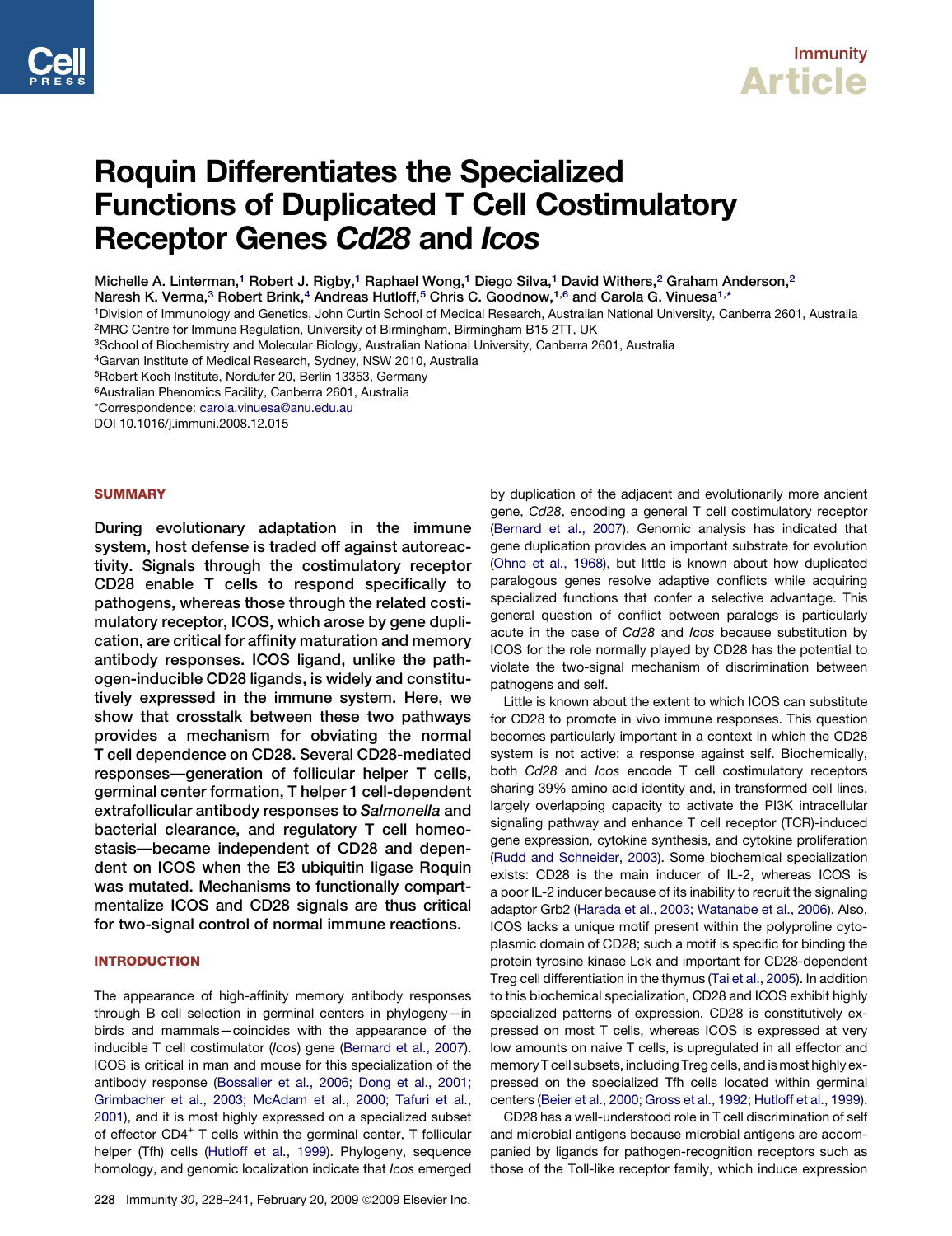# Roquin Differentiates the Specialized Functions of Duplicated T Cell Costimulatory Receptor Genes *Cd28* and *Icos*

Michelle A. Linterman,[1] Robert J. Rigby,[1] Raphael Wong,[1] Diego Silva,[1] David Withers,[2] Graham Anderson,[2] Naresh K. Verma,[3] Robert Brink,[4] Andreas Hutloff,[5] Chris C. Goodnow,[1,6] and Carola G. Vinuesa[1,*]

[1]Division of Immunology and Genetics, John Curtin School of Medical Research, Australian National University, Canberra 2601, Australia
[2]MRC Centre for Immune Regulation, University of Birmingham, Birmingham B15 2TT, UK
[3]School of Biochemistry and Molecular Biology, Australian National University, Canberra 2601, Australia
[4]Garvan Institute of Medical Research, Sydney, NSW 2010, Australia
[5]Robert Koch Institute, Nordufer 20, Berlin 13353, Germany
[6]Australian Phenomics Facility, Canberra 2601, Australia
*Correspondence: carola.vinuesa@anu.edu.au
DOI 10.1016/j.immuni.2008.12.015

## SUMMARY

**During evolutionary adaptation in the immune system, host defense is traded off against autoreactivity. Signals through the costimulatory receptor CD28 enable T cells to respond specifically to pathogens, whereas those through the related costimulatory receptor, ICOS, which arose by gene duplication, are critical for affinity maturation and memory antibody responses. ICOS ligand, unlike the pathogen-inducible CD28 ligands, is widely and constitutively expressed in the immune system. Here, we show that crosstalk between these two pathways provides a mechanism for obviating the normal T cell dependence on CD28. Several CD28-mediated responses—generation of follicular helper T cells, germinal center formation, T helper 1 cell-dependent extrafollicular antibody responses to *Salmonella* and bacterial clearance, and regulatory T cell homeostasis—became independent of CD28 and dependent on ICOS when the E3 ubiquitin ligase Roquin was mutated. Mechanisms to functionally compartmentalize ICOS and CD28 signals are thus critical for two-signal control of normal immune reactions.**

## INTRODUCTION

The appearance of high-affinity memory antibody responses through B cell selection in germinal centers in phylogeny—in birds and mammals—coincides with the appearance of the inducible T cell costimulator (*Icos*) gene (Bernard et al., 2007). ICOS is critical in man and mouse for this specialization of the antibody response (Bossaller et al., 2006; Dong et al., 2001; Grimbacher et al., 2003; McAdam et al., 2000; Tafuri et al., 2001), and it is most highly expressed on a specialized subset of effector CD4$^+$ T cells within the germinal center, T follicular helper (Tfh) cells (Hutloff et al., 1999). Phylogeny, sequence homology, and genomic localization indicate that *Icos* emerged by duplication of the adjacent and evolutionarily more ancient gene, *Cd28*, encoding a general T cell costimulatory receptor (Bernard et al., 2007). Genomic analysis has indicated that gene duplication provides an important substrate for evolution (Ohno et al., 1968), but little is known about how duplicated paralogous genes resolve adaptive conflicts while acquiring specialized functions that confer a selective advantage. This general question of conflict between paralogs is particularly acute in the case of *Cd28* and *Icos* because substitution by ICOS for the role normally played by CD28 has the potential to violate the two-signal mechanism of discrimination between pathogens and self.

Little is known about the extent to which ICOS can substitute for CD28 to promote in vivo immune responses. This question becomes particularly important in a context in which the CD28 system is not active: a response against self. Biochemically, both *Cd28* and *Icos* encode T cell costimulatory receptors sharing 39% amino acid identity and, in transformed cell lines, largely overlapping capacity to activate the PI3K intracellular signaling pathway and enhance T cell receptor (TCR)-induced gene expression, cytokine synthesis, and cytokine proliferation (Rudd and Schneider, 2003). Some biochemical specialization exists: CD28 is the main inducer of IL-2, whereas ICOS is a poor IL-2 inducer because of its inability to recruit the signaling adaptor Grb2 (Harada et al., 2003; Watanabe et al., 2006). Also, ICOS lacks a unique motif present within the polyproline cytoplasmic domain of CD28; such a motif is specific for binding the protein tyrosine kinase Lck and important for CD28-dependent Treg cell differentiation in the thymus (Tai et al., 2005). In addition to this biochemical specialization, CD28 and ICOS exhibit highly specialized patterns of expression. CD28 is constitutively expressed on most T cells, whereas ICOS is expressed at very low amounts on naive T cells, is upregulated in all effector and memory T cell subsets, including Treg cells, and is most highly expressed on the specialized Tfh cells located within germinal centers (Beier et al., 2000; Gross et al., 1992; Hutloff et al., 1999).

CD28 has a well-understood role in T cell discrimination of self and microbial antigens because microbial antigens are accompanied by ligands for pathogen-recognition receptors such as those of the Toll-like receptor family, which induce expression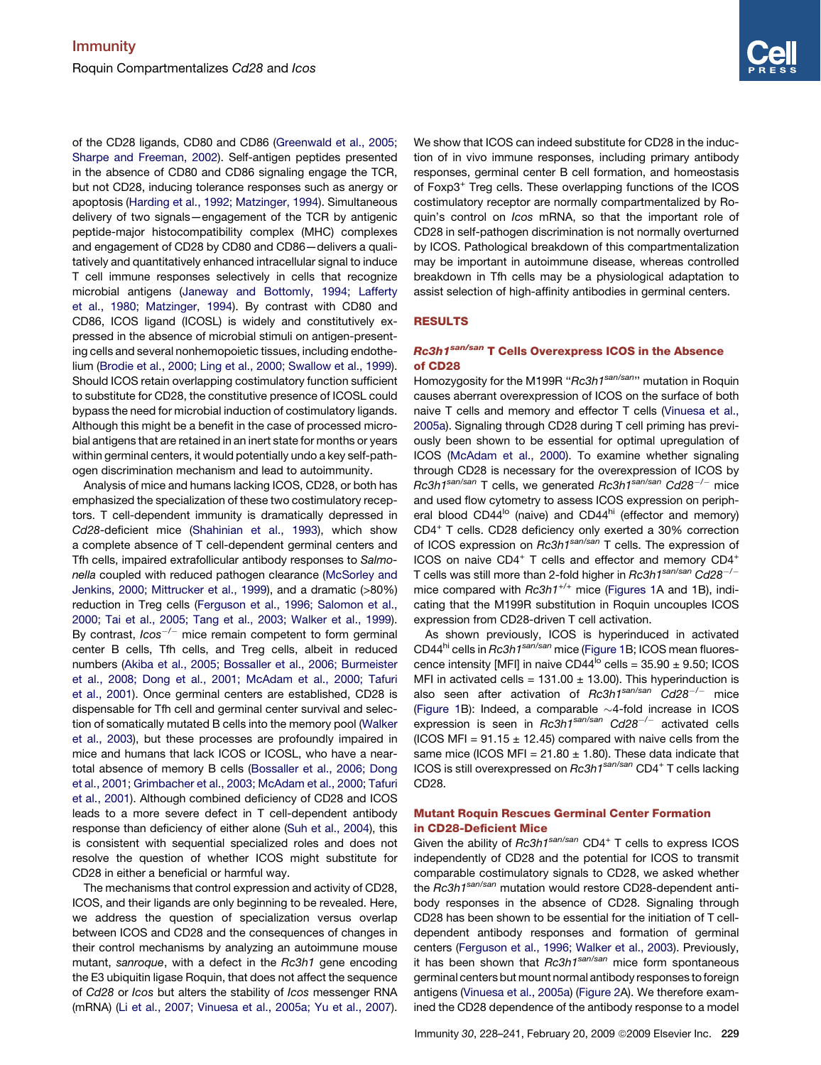of the CD28 ligands, CD80 and CD86 (Greenwald et al., 2005; Sharpe and Freeman, 2002). Self-antigen peptides presented in the absence of CD80 and CD86 signaling engage the TCR, but not CD28, inducing tolerance responses such as anergy or apoptosis (Harding et al., 1992; Matzinger, 1994). Simultaneous delivery of two signals—engagement of the TCR by antigenic peptide-major histocompatibility complex (MHC) complexes and engagement of CD28 by CD80 and CD86—delivers a qualitatively and quantitatively enhanced intracellular signal to induce T cell immune responses selectively in cells that recognize microbial antigens (Janeway and Bottomly, 1994; Lafferty et al., 1980; Matzinger, 1994). By contrast with CD80 and CD86, ICOS ligand (ICOSL) is widely and constitutively expressed in the absence of microbial stimuli on antigen-presenting cells and several nonhemopoietic tissues, including endothelium (Brodie et al., 2000; Ling et al., 2000; Swallow et al., 1999). Should ICOS retain overlapping costimulatory function sufficient to substitute for CD28, the constitutive presence of ICOSL could bypass the need for microbial induction of costimulatory ligands. Although this might be a benefit in the case of processed microbial antigens that are retained in an inert state for months or years within germinal centers, it would potentially undo a key self-pathogen discrimination mechanism and lead to autoimmunity.

Analysis of mice and humans lacking ICOS, CD28, or both has emphasized the specialization of these two costimulatory receptors. T cell-dependent immunity is dramatically depressed in *Cd28*-deficient mice (Shahinian et al., 1993), which show a complete absence of T cell-dependent germinal centers and Tfh cells, impaired extrafollicular antibody responses to *Salmonella* coupled with reduced pathogen clearance (McSorley and Jenkins, 2000; Mittrucker et al., 1999), and a dramatic (>80%) reduction in Treg cells (Ferguson et al., 1996; Salomon et al., 2000; Tai et al., 2005; Tang et al., 2003; Walker et al., 1999). By contrast, *Icos*$^{-/-}$ mice remain competent to form germinal center B cells, Tfh cells, and Treg cells, albeit in reduced numbers (Akiba et al., 2005; Bossaller et al., 2006; Burmeister et al., 2008; Dong et al., 2001; McAdam et al., 2000; Tafuri et al., 2001). Once germinal centers are established, CD28 is dispensable for Tfh cell and germinal center survival and selection of somatically mutated B cells into the memory pool (Walker et al., 2003), but these processes are profoundly impaired in mice and humans that lack ICOS or ICOSL, who have a near-total absence of memory B cells (Bossaller et al., 2006; Dong et al., 2001; Grimbacher et al., 2003; McAdam et al., 2000; Tafuri et al., 2001). Although combined deficiency of CD28 and ICOS leads to a more severe defect in T cell-dependent antibody response than deficiency of either alone (Suh et al., 2004), this is consistent with sequential specialized roles and does not resolve the question of whether ICOS might substitute for CD28 in either a beneficial or harmful way.

The mechanisms that control expression and activity of CD28, ICOS, and their ligands are only beginning to be revealed. Here, we address the question of specialization versus overlap between ICOS and CD28 and the consequences of changes in their control mechanisms by analyzing an autoimmune mouse mutant, *sanroque*, with a defect in the *Rc3h1* gene encoding the E3 ubiquitin ligase Roquin, that does not affect the sequence of *Cd28* or *Icos* but alters the stability of *Icos* messenger RNA (mRNA) (Li et al., 2007; Vinuesa et al., 2005a; Yu et al., 2007). We show that ICOS can indeed substitute for CD28 in the induction of in vivo immune responses, including primary antibody responses, germinal center B cell formation, and homeostasis of Foxp3$^{+}$ Treg cells. These overlapping functions of the ICOS costimulatory receptor are normally compartmentalized by Roquin's control on *Icos* mRNA, so that the important role of CD28 in self-pathogen discrimination is not normally overturned by ICOS. Pathological breakdown of this compartmentalization may be important in autoimmune disease, whereas controlled breakdown in Tfh cells may be a physiological adaptation to assist selection of high-affinity antibodies in germinal centers.

## RESULTS

### *Rc3h1*$^{san/san}$ T Cells Overexpress ICOS in the Absence of CD28

Homozygosity for the M199R "*Rc3h1*$^{san/san}$" mutation in Roquin causes aberrant overexpression of ICOS on the surface of both naive T cells and memory and effector T cells (Vinuesa et al., 2005a). Signaling through CD28 during T cell priming has previously been shown to be essential for optimal upregulation of ICOS (McAdam et al., 2000). To examine whether signaling through CD28 is necessary for the overexpression of ICOS by *Rc3h1*$^{san/san}$ T cells, we generated *Rc3h1*$^{san/san}$ *Cd28*$^{-/-}$ mice and used flow cytometry to assess ICOS expression on peripheral blood CD44$^{lo}$ (naive) and CD44$^{hi}$ (effector and memory) CD4$^{+}$ T cells. CD28 deficiency only exerted a 30% correction of ICOS expression on *Rc3h1*$^{san/san}$ T cells. The expression of ICOS on naive CD4$^{+}$ T cells and effector and memory CD4$^{+}$ T cells was still more than 2-fold higher in *Rc3h1*$^{san/san}$ *Cd28*$^{-/-}$ mice compared with *Rc3h1*$^{+/+}$ mice (Figures 1A and 1B), indicating that the M199R substitution in Roquin uncouples ICOS expression from CD28-driven T cell activation.

As shown previously, ICOS is hyperinduced in activated CD44$^{hi}$ cells in *Rc3h1*$^{san/san}$ mice (Figure 1B; ICOS mean fluorescence intensity [MFI] in naive CD44$^{lo}$ cells = 35.90 ± 9.50; ICOS MFI in activated cells = 131.00 ± 13.00). This hyperinduction is also seen after activation of *Rc3h1*$^{san/san}$ *Cd28*$^{-/-}$ mice (Figure 1B): Indeed, a comparable ~4-fold increase in ICOS expression is seen in *Rc3h1*$^{san/san}$ *Cd28*$^{-/-}$ activated cells (ICOS MFI = 91.15 ± 12.45) compared with naive cells from the same mice (ICOS MFI = 21.80 ± 1.80). These data indicate that ICOS is still overexpressed on *Rc3h1*$^{san/san}$ CD4$^{+}$ T cells lacking CD28.

### Mutant Roquin Rescues Germinal Center Formation in CD28-Deficient Mice

Given the ability of *Rc3h1*$^{san/san}$ CD4$^{+}$ T cells to express ICOS independently of CD28 and the potential for ICOS to transmit comparable costimulatory signals to CD28, we asked whether the *Rc3h1*$^{san/san}$ mutation would restore CD28-dependent antibody responses in the absence of CD28. Signaling through CD28 has been shown to be essential for the initiation of T cell-dependent antibody responses and formation of germinal centers (Ferguson et al., 1996; Walker et al., 2003). Previously, it has been shown that *Rc3h1*$^{san/san}$ mice form spontaneous germinal centers but mount normal antibody responses to foreign antigens (Vinuesa et al., 2005a) (Figure 2A). We therefore examined the CD28 dependence of the antibody response to a model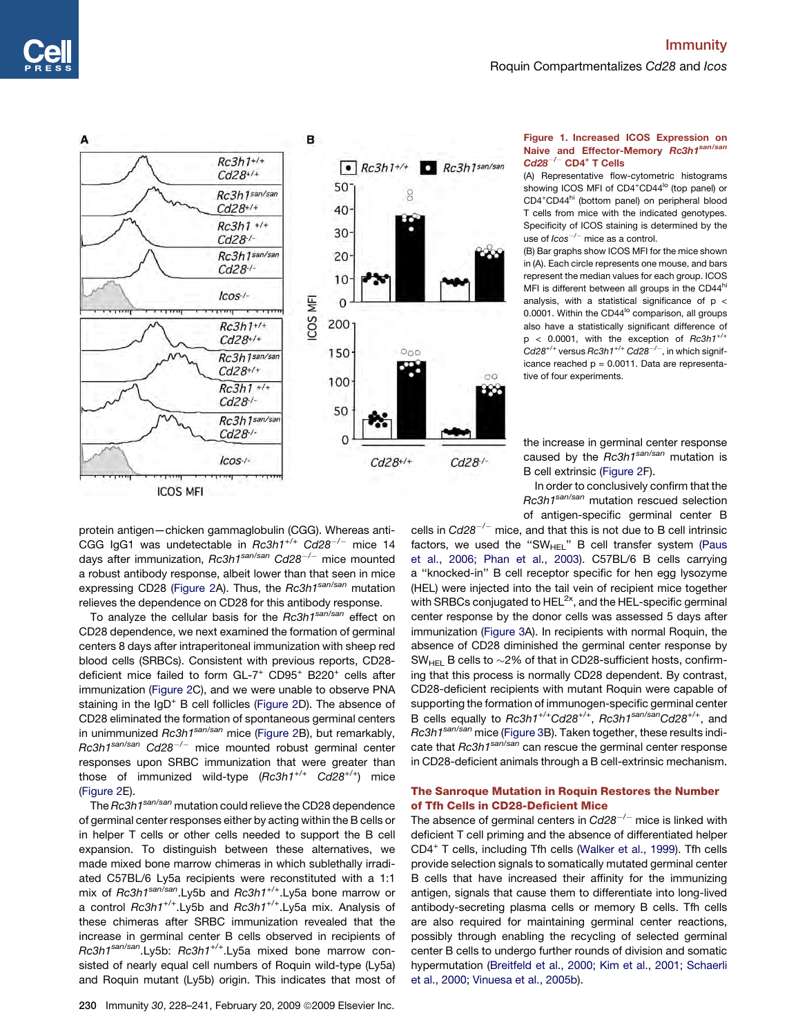**Figure 1. Increased ICOS Expression on Naive and Effector-Memory $Rc3h1^{san/san}$ $Cd28^{-/-}$ CD4⁺ T Cells**

(A) Representative flow-cytometric histograms showing ICOS MFI of CD4⁺CD44$^{lo}$ (top panel) or CD4⁺CD44$^{hi}$ (bottom panel) on peripheral blood T cells from mice with the indicated genotypes. Specificity of ICOS staining is determined by the use of *Icos*$^{-/-}$ mice as a control.

(B) Bar graphs show ICOS MFI for the mice shown in (A). Each circle represents one mouse, and bars represent the median values for each group. ICOS MFI is different between all groups in the CD44$^{hi}$ analysis, with a statistical significance of $p < 0.0001$. Within the CD44$^{lo}$ comparison, all groups also have a statistically significant difference of $p < 0.0001$, with the exception of $Rc3h1^{+/+}$ $Cd28^{+/+}$ versus $Rc3h1^{+/+}$ $Cd28^{-/-}$, in which significance reached $p = 0.0011$. Data are representative of four experiments.

protein antigen—chicken gammaglobulin (CGG). Whereas anti-CGG IgG1 was undetectable in $Rc3h1^{+/+}$ $Cd28^{-/-}$ mice 14 days after immunization, $Rc3h1^{san/san}$ $Cd28^{-/-}$ mice mounted a robust antibody response, albeit lower than that seen in mice expressing CD28 (Figure 2A). Thus, the $Rc3h1^{san/san}$ mutation relieves the dependence on CD28 for this antibody response.

To analyze the cellular basis for the $Rc3h1^{san/san}$ effect on CD28 dependence, we next examined the formation of germinal centers 8 days after intraperitoneal immunization with sheep red blood cells (SRBCs). Consistent with previous reports, CD28-deficient mice failed to form GL-7⁺ CD95⁺ B220⁺ cells after immunization (Figure 2C), and we were unable to observe PNA staining in the IgD⁺ B cell follicles (Figure 2D). The absence of CD28 eliminated the formation of spontaneous germinal centers in unimmunized $Rc3h1^{san/san}$ mice (Figure 2B), but remarkably, $Rc3h1^{san/san}$ $Cd28^{-/-}$ mice mounted robust germinal center responses upon SRBC immunization that were greater than those of immunized wild-type ($Rc3h1^{+/+}$ $Cd28^{+/+}$) mice (Figure 2E).

The $Rc3h1^{san/san}$ mutation could relieve the CD28 dependence of germinal center responses either by acting within the B cells or in helper T cells or other cells needed to support the B cell expansion. To distinguish between these alternatives, we made mixed bone marrow chimeras in which sublethally irradiated C57BL/6 Ly5a recipients were reconstituted with a 1:1 mix of $Rc3h1^{san/san}$.Ly5b and $Rc3h1^{+/+}$.Ly5a bone marrow or a control $Rc3h1^{+/+}$.Ly5b and $Rc3h1^{+/+}$.Ly5a mix. Analysis of these chimeras after SRBC immunization revealed that the increase in germinal center B cells observed in recipients of $Rc3h1^{san/san}$.Ly5b: $Rc3h1^{+/+}$.Ly5a mixed bone marrow consisted of nearly equal cell numbers of Roquin wild-type (Ly5a) and Roquin mutant (Ly5b) origin. This indicates that most of the increase in germinal center response caused by the $Rc3h1^{san/san}$ mutation is B cell extrinsic (Figure 2F).

In order to conclusively confirm that the $Rc3h1^{san/san}$ mutation rescued selection of antigen-specific germinal center B cells in $Cd28^{-/-}$ mice, and that this is not due to B cell intrinsic factors, we used the "$SW_{HEL}$" B cell transfer system (Paus et al., 2006; Phan et al., 2003). C57BL/6 B cells carrying a "knocked-in" B cell receptor specific for hen egg lysozyme (HEL) were injected into the tail vein of recipient mice together with SRBCs conjugated to $HEL^{2x}$, and the HEL-specific germinal center response by the donor cells was assessed 5 days after immunization (Figure 3A). In recipients with normal Roquin, the absence of CD28 diminished the germinal center response by $SW_{HEL}$ B cells to ~2% of that in CD28-sufficient hosts, confirming that this process is normally CD28 dependent. By contrast, CD28-deficient recipients with mutant Roquin were capable of supporting the formation of immunogen-specific germinal center B cells equally to $Rc3h1^{+/+}Cd28^{+/+}$, $Rc3h1^{san/san}Cd28^{+/+}$, and $Rc3h1^{san/san}$ mice (Figure 3B). Taken together, these results indicate that $Rc3h1^{san/san}$ can rescue the germinal center response in CD28-deficient animals through a B cell-extrinsic mechanism.

## The Sanroque Mutation in Roquin Restores the Number of Tfh Cells in CD28-Deficient Mice

The absence of germinal centers in $Cd28^{-/-}$ mice is linked with deficient T cell priming and the absence of differentiated helper CD4⁺ T cells, including Tfh cells (Walker et al., 1999). Tfh cells provide selection signals to somatically mutated germinal center B cells that have increased their affinity for the immunizing antigen, signals that cause them to differentiate into long-lived antibody-secreting plasma cells or memory B cells. Tfh cells are also required for maintaining germinal center reactions, possibly through enabling the recycling of selected germinal center B cells to undergo further rounds of division and somatic hypermutation (Breitfeld et al., 2000; Kim et al., 2001; Schaerli et al., 2000; Vinuesa et al., 2005b).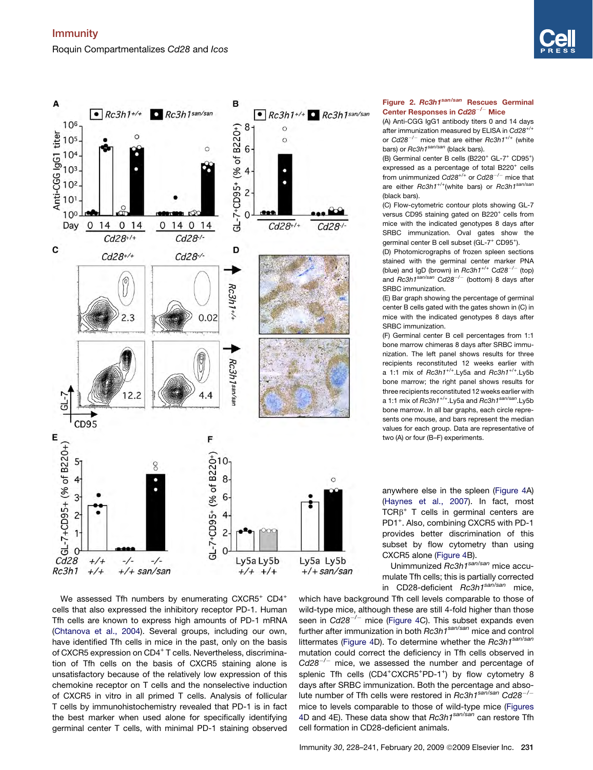**Figure 2. *Rc3h1$^{san/san}$* Rescues Germinal Center Responses in *Cd28$^{-/-}$* Mice**

(A) Anti-CGG IgG1 antibody titers 0 and 14 days after immunization measured by ELISA in *Cd28$^{+/+}$* or *Cd28$^{-/-}$* mice that are either *Rc3h1$^{+/+}$* (white bars) or *Rc3h1$^{san/san}$* (black bars).

(B) Germinal center B cells (B220$^{+}$ GL-7$^{+}$ CD95$^{+}$) expressed as a percentage of total B220$^{+}$ cells from unimmunized *Cd28$^{+/+}$* or *Cd28$^{-/-}$* mice that are either *Rc3h1$^{+/+}$*(white bars) or *Rc3h1$^{san/san}$* (black bars).

(C) Flow-cytometric contour plots showing GL-7 versus CD95 staining gated on B220$^{+}$ cells from mice with the indicated genotypes 8 days after SRBC immunization. Oval gates show the germinal center B cell subset (GL-7$^{+}$ CD95$^{+}$).

(D) Photomicrographs of frozen spleen sections stained with the germinal center marker PNA (blue) and IgD (brown) in *Rc3h1$^{+/+}$ Cd28$^{-/-}$* (top) and *Rc3h1$^{san/san}$ Cd28$^{-/-}$* (bottom) 8 days after SRBC immunization.

(E) Bar graph showing the percentage of germinal center B cells gated with the gates shown in (C) in mice with the indicated genotypes 8 days after SRBC immunization.

(F) Germinal center B cell percentages from 1:1 bone marrow chimeras 8 days after SRBC immunization. The left panel shows results for three recipients reconstituted 12 weeks earlier with a 1:1 mix of *Rc3h1$^{+/+}$*.Ly5a and *Rc3h1$^{+/+}$*.Ly5b bone marrow; the right panel shows results for three recipients reconstituted 12 weeks earlier with a 1:1 mix of *Rc3h1$^{+/+}$*.Ly5a and *Rc3h1$^{san/san}$*.Ly5b bone marrow. In all bar graphs, each circle represents one mouse, and bars represent the median values for each group. Data are representative of two (A) or four (B–F) experiments.

We assessed Tfh numbers by enumerating CXCR5$^{+}$ CD4$^{+}$ cells that also expressed the inhibitory receptor PD-1. Human Tfh cells are known to express high amounts of PD-1 mRNA (Chtanova et al., 2004). Several groups, including our own, have identified Tfh cells in mice in the past, only on the basis of CXCR5 expression on CD4$^{+}$ T cells. Nevertheless, discrimination of Tfh cells on the basis of CXCR5 staining alone is unsatisfactory because of the relatively low expression of this chemokine receptor on T cells and the nonselective induction of CXCR5 in vitro in all primed T cells. Analysis of follicular T cells by immunohistochemistry revealed that PD-1 is in fact the best marker when used alone for specifically identifying germinal center T cells, with minimal PD-1 staining observed anywhere else in the spleen (Figure 4A) (Haynes et al., 2007). In fact, most TCRβ$^{+}$ T cells in germinal centers are PD1$^{+}$. Also, combining CXCR5 with PD-1 provides better discrimination of this subset by flow cytometry than using CXCR5 alone (Figure 4B).

Unimmunized *Rc3h1$^{san/san}$* mice accumulate Tfh cells; this is partially corrected in CD28-deficient *Rc3h1$^{san/san}$* mice, which have background Tfh cell levels comparable to those of wild-type mice, although these are still 4-fold higher than those seen in *Cd28$^{-/-}$* mice (Figure 4C). This subset expands even further after immunization in both *Rc3h1$^{san/san}$* mice and control littermates (Figure 4D). To determine whether the *Rc3h1$^{san/san}$* mutation could correct the deficiency in Tfh cells observed in *Cd28$^{-/-}$* mice, we assessed the number and percentage of splenic Tfh cells (CD4$^{+}$CXCR5$^{+}$PD-1$^{+}$) by flow cytometry 8 days after SRBC immunization. Both the percentage and absolute number of Tfh cells were restored in *Rc3h1$^{san/san}$ Cd28$^{-/-}$* mice to levels comparable to those of wild-type mice (Figures 4D and 4E). These data show that *Rc3h1$^{san/san}$* can restore Tfh cell formation in CD28-deficient animals.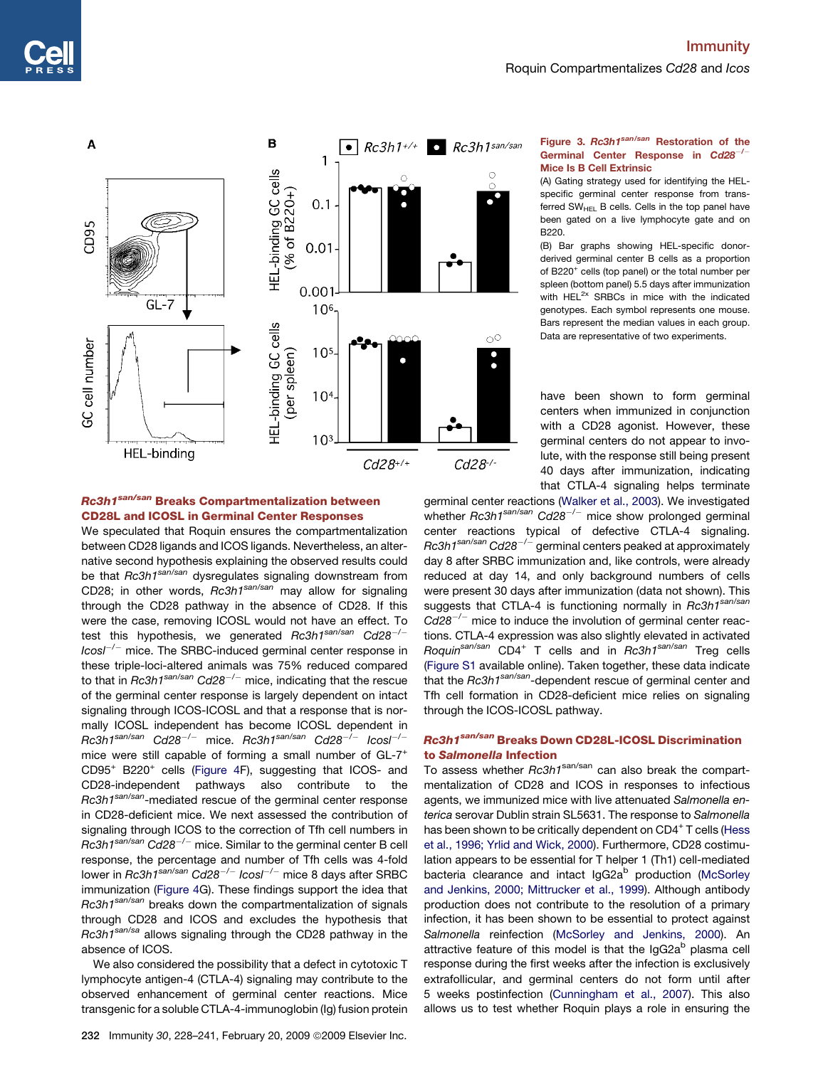**Figure 3. $Rc3h1^{san/san}$ Restoration of the Germinal Center Response in $Cd28^{-/-}$ Mice Is B Cell Extrinsic**

(A) Gating strategy used for identifying the HEL-specific germinal center response from transferred $SW_{HEL}$ B cells. Cells in the top panel have been gated on a live lymphocyte gate and on B220.

(B) Bar graphs showing HEL-specific donor-derived germinal center B cells as a proportion of B220$^+$ cells (top panel) or the total number per spleen (bottom panel) 5.5 days after immunization with HEL$^{2x}$ SRBCs in mice with the indicated genotypes. Each symbol represents one mouse. Bars represent the median values in each group. Data are representative of two experiments.

## *Rc3h1*$^{san/san}$ Breaks Compartmentalization between CD28L and ICOSL in Germinal Center Responses

We speculated that Roquin ensures the compartmentalization between CD28 ligands and ICOS ligands. Nevertheless, an alternative second hypothesis explaining the observed results could be that *Rc3h1*$^{san/san}$ dysregulates signaling downstream from CD28; in other words, *Rc3h1*$^{san/san}$ may allow for signaling through the CD28 pathway in the absence of CD28. If this were the case, removing ICOSL would not have an effect. To test this hypothesis, we generated *Rc3h1*$^{san/san}$ *Cd28*$^{-/-}$ *Icosl*$^{-/-}$ mice. The SRBC-induced germinal center response in these triple-loci-altered animals was 75% reduced compared to that in *Rc3h1*$^{san/san}$ *Cd28*$^{-/-}$ mice, indicating that the rescue of the germinal center response is largely dependent on intact signaling through ICOS-ICOSL and that a response that is normally ICOSL independent has become ICOSL dependent in *Rc3h1*$^{san/san}$ *Cd28*$^{-/-}$ mice. *Rc3h1*$^{san/san}$ *Cd28*$^{-/-}$ *Icosl*$^{-/-}$ mice were still capable of forming a small number of GL-7$^+$ CD95$^+$ B220$^+$ cells (Figure 4F), suggesting that ICOS- and CD28-independent pathways also contribute to the *Rc3h1*$^{san/san}$-mediated rescue of the germinal center response in CD28-deficient mice. We next assessed the contribution of signaling through ICOS to the correction of Tfh cell numbers in *Rc3h1*$^{san/san}$ *Cd28*$^{-/-}$ mice. Similar to the germinal center B cell response, the percentage and number of Tfh cells was 4-fold lower in *Rc3h1*$^{san/san}$ *Cd28*$^{-/-}$ *Icosl*$^{-/-}$ mice 8 days after SRBC immunization (Figure 4G). These findings support the idea that *Rc3h1*$^{san/san}$ breaks down the compartmentalization of signals through CD28 and ICOS and excludes the hypothesis that *Rc3h1*$^{san/sa}$ allows signaling through the CD28 pathway in the absence of ICOS.

We also considered the possibility that a defect in cytotoxic T lymphocyte antigen-4 (CTLA-4) signaling may contribute to the observed enhancement of germinal center reactions. Mice transgenic for a soluble CTLA-4-immunoglobin (Ig) fusion protein have been shown to form germinal centers when immunized in conjunction with a CD28 agonist. However, these germinal centers do not appear to involute, with the response still being present 40 days after immunization, indicating that CTLA-4 signaling helps terminate germinal center reactions (Walker et al., 2003). We investigated whether *Rc3h1*$^{san/san}$ *Cd28*$^{-/-}$ mice show prolonged germinal center reactions typical of defective CTLA-4 signaling. *Rc3h1*$^{san/san}$ *Cd28*$^{-/-}$ germinal centers peaked at approximately day 8 after SRBC immunization and, like controls, were already reduced at day 14, and only background numbers of cells were present 30 days after immunization (data not shown). This suggests that CTLA-4 is functioning normally in *Rc3h1*$^{san/san}$ *Cd28*$^{-/-}$ mice to induce the involution of germinal center reactions. CTLA-4 expression was also slightly elevated in activated *Roquin*$^{san/san}$ CD4$^+$ T cells and in *Rc3h1*$^{san/san}$ Treg cells (Figure S1 available online). Taken together, these data indicate that the *Rc3h1*$^{san/san}$-dependent rescue of germinal center and Tfh cell formation in CD28-deficient mice relies on signaling through the ICOS-ICOSL pathway.

## *Rc3h1*$^{san/san}$ Breaks Down CD28L-ICOSL Discrimination to *Salmonella* Infection

To assess whether *Rc3h1*$^{san/san}$ can also break the compartmentalization of CD28 and ICOS in responses to infectious agents, we immunized mice with live attenuated *Salmonella enterica* serovar Dublin strain SL5631. The response to *Salmonella* has been shown to be critically dependent on CD4$^+$ T cells (Hess et al., 1996; Yrlid and Wick, 2000). Furthermore, CD28 costimulation appears to be essential for T helper 1 (Th1) cell-mediated bacteria clearance and intact IgG2a$^b$ production (McSorley and Jenkins, 2000; Mittrucker et al., 1999). Although antibody production does not contribute to the resolution of a primary infection, it has been shown to be essential to protect against *Salmonella* reinfection (McSorley and Jenkins, 2000). An attractive feature of this model is that the IgG2a$^b$ plasma cell response during the first weeks after the infection is exclusively extrafollicular, and germinal centers do not form until after 5 weeks postinfection (Cunningham et al., 2007). This also allows us to test whether Roquin plays a role in ensuring the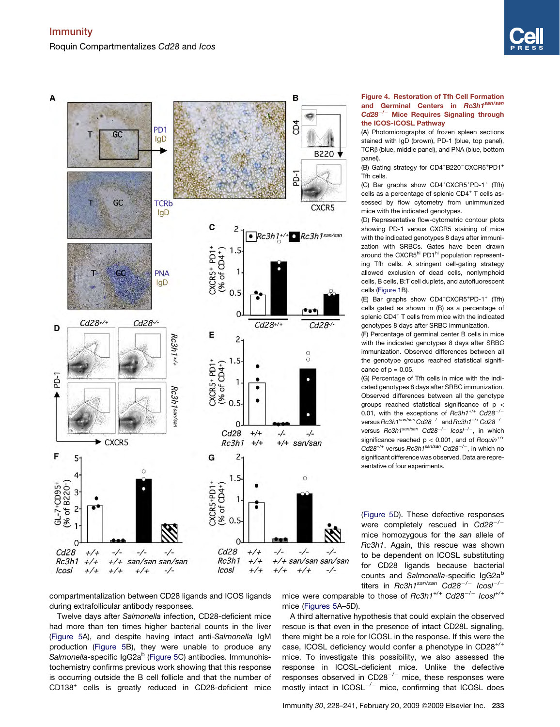**Figure 4. Restoration of Tfh Cell Formation and Germinal Centers in *Rc3h1*$^{san/san}$ *Cd28*$^{-/-}$ Mice Requires Signaling through the ICOS-ICOSL Pathway**

(A) Photomicrographs of frozen spleen sections stained with IgD (brown), PD-1 (blue, top panel), TCRβ (blue, middle panel), and PNA (blue, bottom panel).

(B) Gating strategy for CD4$^{+}$B220$^{-}$CXCR5$^{+}$PD1$^{+}$ Tfh cells.

(C) Bar graphs show CD4$^{+}$CXCR5$^{+}$PD-1$^{+}$ (Tfh) cells as a percentage of splenic CD4$^{+}$ T cells assessed by flow cytometry from unimmunized mice with the indicated genotypes.

(D) Representative flow-cytometric contour plots showing PD-1 versus CXCR5 staining of mice with the indicated genotypes 8 days after immunization with SRBCs. Gates have been drawn around the CXCR5$^{hi}$ PD1$^{hi}$ population representing Tfh cells. A stringent cell-gating strategy allowed exclusion of dead cells, nonlymphoid cells, B cells, B:T cell duplets, and autofluorescent cells (Figure 1B).

(E) Bar graphs show CD4$^{+}$CXCR5$^{+}$PD-1$^{+}$ (Tfh) cells gated as shown in (B) as a percentage of splenic CD4$^{+}$ T cells from mice with the indicated genotypes 8 days after SRBC immunization.

(F) Percentage of germinal center B cells in mice with the indicated genotypes 8 days after SRBC immunization. Observed differences between all the genotype groups reached statistical significance of p = 0.05.

(G) Percentage of Tfh cells in mice with the indicated genotypes 8 days after SRBC immunization. Observed differences between all the genotype groups reached statistical significance of $p < 0.01$, with the exceptions of *Rc3h1*$^{+/+}$ *Cd28*$^{-/-}$ versus *Rc3h1*$^{san/san}$ *Cd28*$^{-/-}$ and *Rc3h1*$^{+/+}$ *Cd28*$^{-/-}$ versus *Rc3h1*$^{san/san}$ *Cd28*$^{-/-}$ *Icosl*$^{-/-}$, in which significance reached $p < 0.001$, and of *Roquin*$^{+/+}$ *Cd28*$^{+/+}$ versus *Rc3h1*$^{san/san}$ *Cd28*$^{-/-}$, in which no significant difference was observed. Data are representative of four experiments.

compartmentalization between CD28 ligands and ICOS ligands during extrafollicular antibody responses.

Twelve days after *Salmonella* infection, CD28-deficient mice had more than ten times higher bacterial counts in the liver (Figure 5A), and despite having intact anti-*Salmonella* IgM production (Figure 5B), they were unable to produce any *Salmonella*-specific IgG2a$^{b}$ (Figure 5C) antibodies. Immunohistochemistry confirms previous work showing that this response is occurring outside the B cell follicle and that the number of CD138$^{+}$ cells is greatly reduced in CD28-deficient mice (Figure 5D). These defective responses were completely rescued in *Cd28*$^{-/-}$ mice homozygous for the *san* allele of *Rc3h1*. Again, this rescue was shown to be dependent on ICOSL substituting for CD28 ligands because bacterial counts and *Salmonella*-specific IgG2a$^{b}$ titers in *Rc3h1*$^{san/san}$ *Cd28*$^{-/-}$ *Icosl*$^{-/-}$ mice were comparable to those of *Rc3h1*$^{+/+}$ *Cd28*$^{-/-}$ *Icosl*$^{+/+}$ mice (Figures 5A–5D).

A third alternative hypothesis that could explain the observed rescue is that even in the presence of intact CD28L signaling, there might be a role for ICOSL in the response. If this were the case, ICOSL deficiency would confer a phenotype in CD28$^{+/+}$ mice. To investigate this possibility, we also assessed the response in ICOSL-deficient mice. Unlike the defective responses observed in CD28$^{-/-}$ mice, these responses were mostly intact in ICOSL$^{-/-}$ mice, confirming that ICOSL does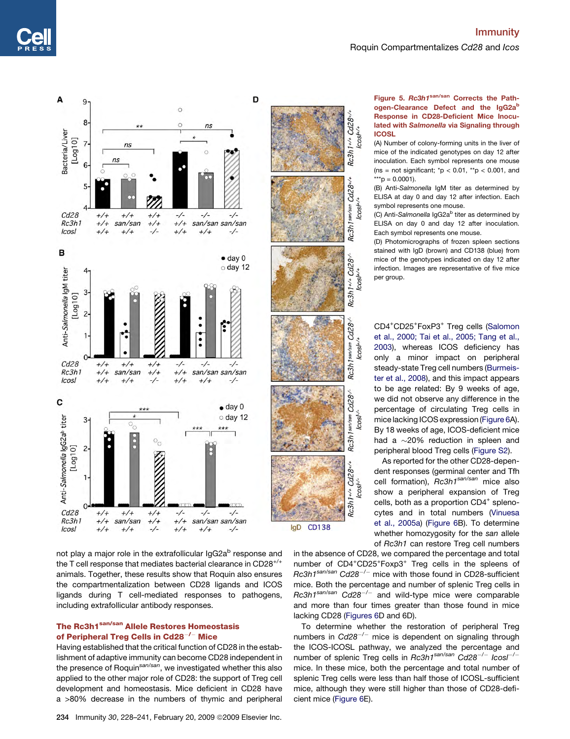**Figure 5. $Rc3h1^{san/san}$ Corrects the Pathogen-Clearance Defect and the $IgG2a^b$ Response in CD28-Deficient Mice Inoculated with *Salmonella* via Signaling through ICOSL**

(A) Number of colony-forming units in the liver of mice of the indicated genotypes on day 12 after inoculation. Each symbol represents one mouse (ns = not significant; *p < 0.01, **p < 0.001, and ***p = 0.0001).

(B) Anti-*Salmonella* IgM titer as determined by ELISA at day 0 and day 12 after infection. Each symbol represents one mouse.

(C) Anti-*Salmonella* $IgG2a^b$ titer as determined by ELISA on day 0 and day 12 after inoculation. Each symbol represents one mouse.

(D) Photomicrographs of frozen spleen sections stained with IgD (brown) and CD138 (blue) from mice of the genotypes indicated on day 12 after infection. Images are representative of five mice per group.

not play a major role in the extrafollicular $IgG2a^b$ response and the T cell response that mediates bacterial clearance in $CD28^{+/+}$ animals. Together, these results show that Roquin also ensures the compartmentalization between CD28 ligands and ICOS ligands during T cell-mediated responses to pathogens, including extrafollicular antibody responses.

## The $Rc3h1^{san/san}$ Allele Restores Homeostasis of Peripheral Treg Cells in $Cd28^{-/-}$ Mice

Having established that the critical function of CD28 in the establishment of adaptive immunity can become CD28 independent in the presence of $Roquin^{san/san}$, we investigated whether this also applied to the other major role of CD28: the support of Treg cell development and homeostasis. Mice deficient in CD28 have a >80% decrease in the numbers of thymic and peripheral $CD4^+CD25^+FoxP3^+$ Treg cells (Salomon et al., 2000; Tai et al., 2005; Tang et al., 2003), whereas ICOS deficiency has only a minor impact on peripheral steady-state Treg cell numbers (Burmeister et al., 2008), and this impact appears to be age related: By 9 weeks of age, we did not observe any difference in the percentage of circulating Treg cells in mice lacking ICOS expression (Figure 6A). By 18 weeks of age, ICOS-deficient mice had a ~20% reduction in spleen and peripheral blood Treg cells (Figure S2).

As reported for the other CD28-dependent responses (germinal center and Tfh cell formation), $Rc3h1^{san/san}$ mice also show a peripheral expansion of Treg cells, both as a proportion $CD4^+$ splenocytes and in total numbers (Vinuesa et al., 2005a) (Figure 6B). To determine whether homozygosity for the *san* allele of *Rc3h1* can restore Treg cell numbers in the absence of CD28, we compared the percentage and total number of $CD4^+CD25^+Foxp3^+$ Treg cells in the spleens of $Rc3h1^{san/san}$ $Cd28^{-/-}$ mice with those found in CD28-sufficient mice. Both the percentage and number of splenic Treg cells in $Rc3h1^{san/san}$ $Cd28^{-/-}$ and wild-type mice were comparable and more than four times greater than those found in mice lacking CD28 (Figures 6D and 6D).

To determine whether the restoration of peripheral Treg numbers in $Cd28^{-/-}$ mice is dependent on signaling through the ICOS-ICOSL pathway, we analyzed the percentage and number of splenic Treg cells in $Rc3h1^{san/san}$ $Cd28^{-/-}$ $Icosl^{-/-}$ mice. In these mice, both the percentage and total number of splenic Treg cells were less than half those of ICOSL-sufficient mice, although they were still higher than those of CD28-deficient mice (Figure 6E).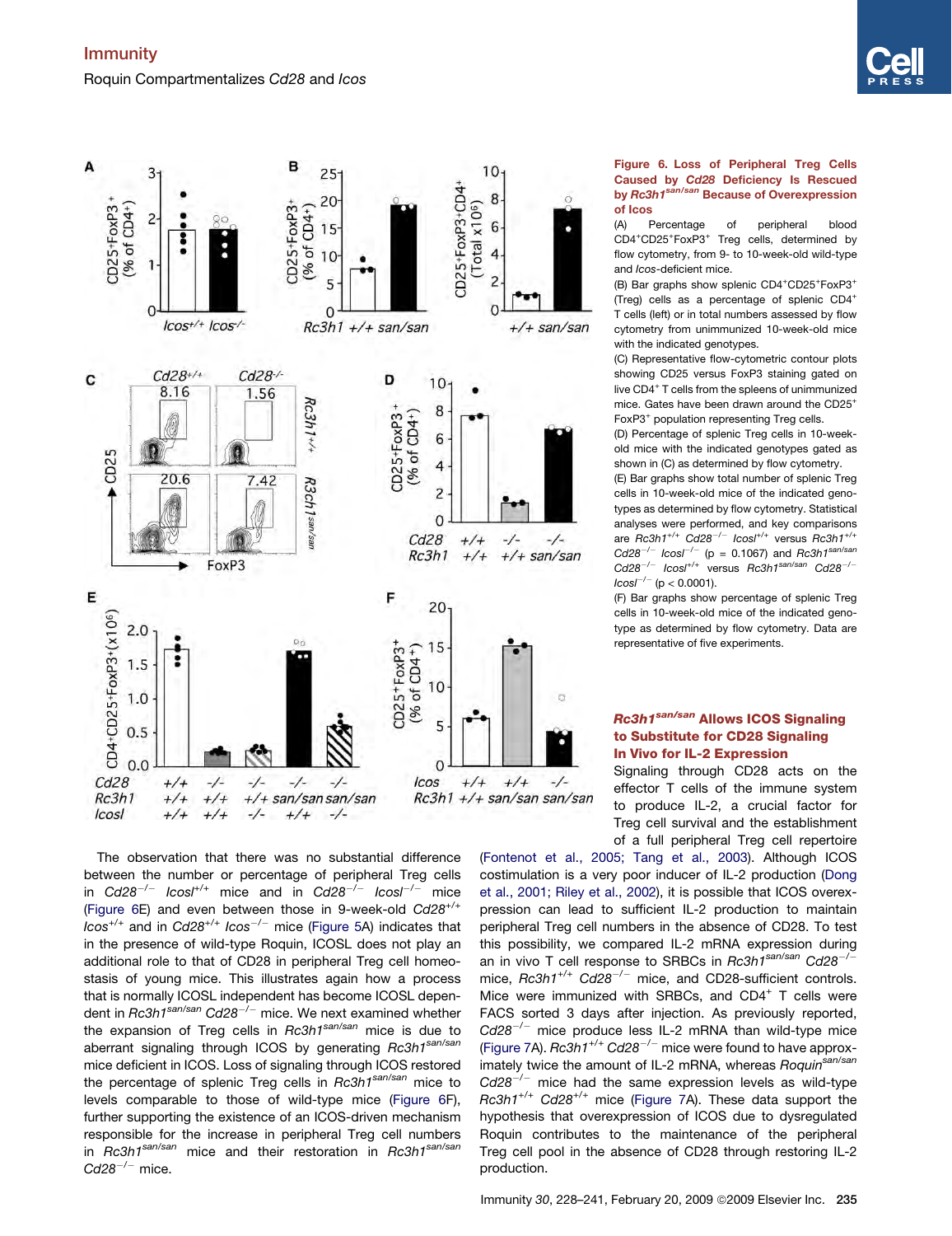**Figure 6. Loss of Peripheral Treg Cells Caused by *Cd28* Deficiency Is Rescued by *Rc3h1*$^{san/san}$ Because of Overexpression of Icos**

(A) Percentage of peripheral blood $CD4^+CD25^+FoxP3^+$ Treg cells, determined by flow cytometry, from 9- to 10-week-old wild-type and *Icos*-deficient mice.

(B) Bar graphs show splenic $CD4^+CD25^+FoxP3^+$ (Treg) cells as a percentage of splenic $CD4^+$ T cells (left) or in total numbers assessed by flow cytometry from unimmunized 10-week-old mice with the indicated genotypes.

(C) Representative flow-cytometric contour plots showing CD25 versus FoxP3 staining gated on live $CD4^+$ T cells from the spleens of unimmunized mice. Gates have been drawn around the $CD25^+$ $FoxP3^+$ population representing Treg cells.

(D) Percentage of splenic Treg cells in 10-week-old mice with the indicated genotypes gated as shown in (C) as determined by flow cytometry.

(E) Bar graphs show total number of splenic Treg cells in 10-week-old mice of the indicated genotypes as determined by flow cytometry. Statistical analyses were performed, and key comparisons are *Rc3h1*$^{+/+}$ *Cd28*$^{-/-}$ *Icosl*$^{+/+}$ versus *Rc3h1*$^{+/+}$ *Cd28*$^{-/-}$ *Icosl*$^{-/-}$ ($p = 0.1067$) and *Rc3h1*$^{san/san}$ *Cd28*$^{-/-}$ *Icosl*$^{+/+}$ versus *Rc3h1*$^{san/san}$ *Cd28*$^{-/-}$ *Icosl*$^{-/-}$ ($p < 0.0001$).

(F) Bar graphs show percentage of splenic Treg cells in 10-week-old mice of the indicated genotype as determined by flow cytometry. Data are representative of five experiments.

The observation that there was no substantial difference between the number or percentage of peripheral Treg cells in *Cd28*$^{-/-}$ *Icosl*$^{+/+}$ mice and in *Cd28*$^{-/-}$ *Icosl*$^{-/-}$ mice (Figure 6E) and even between those in 9-week-old *Cd28*$^{+/+}$ *Icos*$^{+/+}$ and in *Cd28*$^{+/+}$ *Icos*$^{-/-}$ mice (Figure 5A) indicates that in the presence of wild-type Roquin, ICOSL does not play an additional role to that of CD28 in peripheral Treg cell homeostasis of young mice. This illustrates again how a process that is normally ICOSL independent has become ICOSL dependent in *Rc3h1*$^{san/san}$ *Cd28*$^{-/-}$ mice. We next examined whether the expansion of Treg cells in *Rc3h1*$^{san/san}$ mice is due to aberrant signaling through ICOS by generating *Rc3h1*$^{san/san}$ mice deficient in ICOS. Loss of signaling through ICOS restored the percentage of splenic Treg cells in *Rc3h1*$^{san/san}$ mice to levels comparable to those of wild-type mice (Figure 6F), further supporting the existence of an ICOS-driven mechanism responsible for the increase in peripheral Treg cell numbers in *Rc3h1*$^{san/san}$ mice and their restoration in *Rc3h1*$^{san/san}$ *Cd28*$^{-/-}$ mice.

### *Rc3h1*$^{san/san}$ Allows ICOS Signaling to Substitute for CD28 Signaling In Vivo for IL-2 Expression

Signaling through CD28 acts on the effector T cells of the immune system to produce IL-2, a crucial factor for Treg cell survival and the establishment of a full peripheral Treg cell repertoire (Fontenot et al., 2005; Tang et al., 2003). Although ICOS costimulation is a very poor inducer of IL-2 production (Dong et al., 2001; Riley et al., 2002), it is possible that ICOS overexpression can lead to sufficient IL-2 production to maintain peripheral Treg cell numbers in the absence of CD28. To test this possibility, we compared IL-2 mRNA expression during an in vivo T cell response to SRBCs in *Rc3h1*$^{san/san}$ *Cd28*$^{-/-}$ mice, *Rc3h1*$^{+/+}$ *Cd28*$^{-/-}$ mice, and CD28-sufficient controls. Mice were immunized with SRBCs, and $CD4^+$ T cells were FACS sorted 3 days after injection. As previously reported, *Cd28*$^{-/-}$ mice produce less IL-2 mRNA than wild-type mice (Figure 7A). *Rc3h1*$^{+/+}$ *Cd28*$^{-/-}$ mice were found to have approximately twice the amount of IL-2 mRNA, whereas *Roquin*$^{san/san}$ *Cd28*$^{-/-}$ mice had the same expression levels as wild-type *Rc3h1*$^{+/+}$ *Cd28*$^{+/+}$ mice (Figure 7A). These data support the hypothesis that overexpression of ICOS due to dysregulated Roquin contributes to the maintenance of the peripheral Treg cell pool in the absence of CD28 through restoring IL-2 production.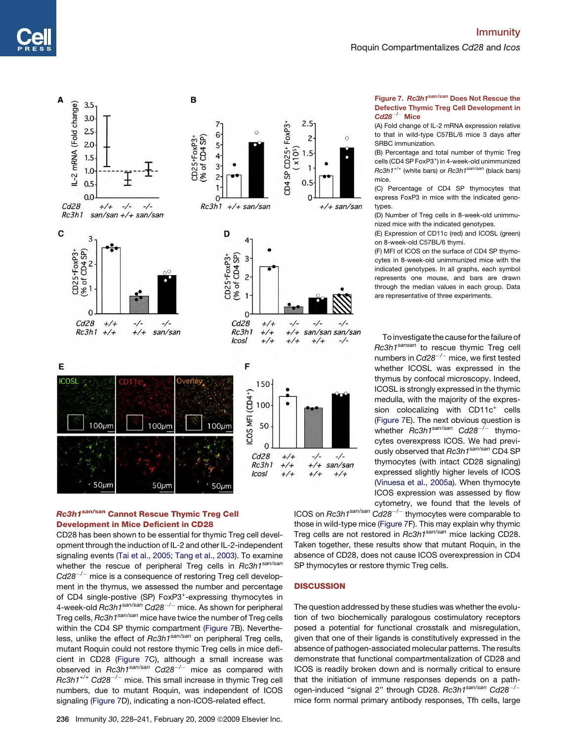**Figure 7. *Rc3h1*$^{san/san}$ Does Not Rescue the Defective Thymic Treg Cell Development in *Cd28*$^{-/-}$ Mice**

(A) Fold change of IL-2 mRNA expression relative to that in wild-type C57BL/6 mice 3 days after SRBC immunization.

(B) Percentage and total number of thymic Treg cells (CD4 SP FoxP3$^{+}$) in 4-week-old unimmunized *Rc3h1*$^{+/+}$ (white bars) or *Rc3h1*$^{san/san}$ (black bars) mice.

(C) Percentage of CD4 SP thymocytes that express FoxP3 in mice with the indicated genotypes.

(D) Number of Treg cells in 8-week-old unimmunized mice with the indicated genotypes.

(E) Expression of CD11c (red) and ICOSL (green) on 8-week-old C57BL/6 thymi.

(F) MFI of ICOS on the surface of CD4 SP thymocytes in 8-week-old unimmunized mice with the indicated genotypes. In all graphs, each symbol represents one mouse, and bars are drawn through the median values in each group. Data are representative of three experiments.

## *Rc3h1*$^{san/san}$ Cannot Rescue Thymic Treg Cell Development in Mice Deficient in CD28

CD28 has been shown to be essential for thymic Treg cell development through the induction of IL-2 and other IL-2-independent signaling events (Tai et al., 2005; Tang et al., 2003). To examine whether the rescue of peripheral Treg cells in *Rc3h1*$^{san/san}$ *Cd28*$^{-/-}$ mice is a consequence of restoring Treg cell development in the thymus, we assessed the number and percentage of CD4 single-postive (SP) FoxP3$^{+}$-expressing thymocytes in 4-week-old *Rc3h1*$^{san/san}$ *Cd28*$^{-/-}$ mice. As shown for peripheral Treg cells, *Rc3h1*$^{san/san}$ mice have twice the number of Treg cells within the CD4 SP thymic compartment (Figure 7B). Nevertheless, unlike the effect of *Rc3h1*$^{san/san}$ on peripheral Treg cells, mutant Roquin could not restore thymic Treg cells in mice deficient in CD28 (Figure 7C), although a small increase was observed in *Rc3h1*$^{san/san}$ *Cd28*$^{-/-}$ mice as compared with *Rc3h1*$^{+/+}$ *Cd28*$^{-/-}$ mice. This small increase in thymic Treg cell numbers, due to mutant Roquin, was independent of ICOS signaling (Figure 7D), indicating a non-ICOS-related effect.

To investigate the cause for the failure of *Rc3h1*$^{sansan}$ to rescue thymic Treg cell numbers in *Cd28*$^{-/-}$ mice, we first tested whether ICOSL was expressed in the thymus by confocal microscopy. Indeed, ICOSL is strongly expressed in the thymic medulla, with the majority of the expression colocalizing with CD11c$^{+}$ cells (Figure 7E). The next obvious question is whether *Rc3h1*$^{san/san}$ *Cd28*$^{-/-}$ thymocytes overexpress ICOS. We had previously observed that *Rc3h1*$^{san/san}$ CD4 SP thymocytes (with intact CD28 signaling) expressed slightly higher levels of ICOS (Vinuesa et al., 2005a). When thymocyte ICOS expression was assessed by flow cytometry, we found that the levels of ICOS on *Rc3h1*$^{san/san}$ *Cd28*$^{-/-}$ thymocytes were comparable to those in wild-type mice (Figure 7F). This may explain why thymic Treg cells are not restored in *Rc3h1*$^{san/san}$ mice lacking CD28. Taken together, these results show that mutant Roquin, in the absence of CD28, does not cause ICOS overexpression in CD4 SP thymocytes or restore thymic Treg cells.

## DISCUSSION

The question addressed by these studies was whether the evolution of two biochemically paralogous costimulatory receptors posed a potential for functional crosstalk and misregulation, given that one of their ligands is constitutively expressed in the absence of pathogen-associated molecular patterns. The results demonstrate that functional compartmentalization of CD28 and ICOS is readily broken down and is normally critical to ensure that the initiation of immune responses depends on a pathogen-induced "signal 2" through CD28. *Rc3h1*$^{san/san}$ *Cd28*$^{-/-}$ mice form normal primary antibody responses, Tfh cells, large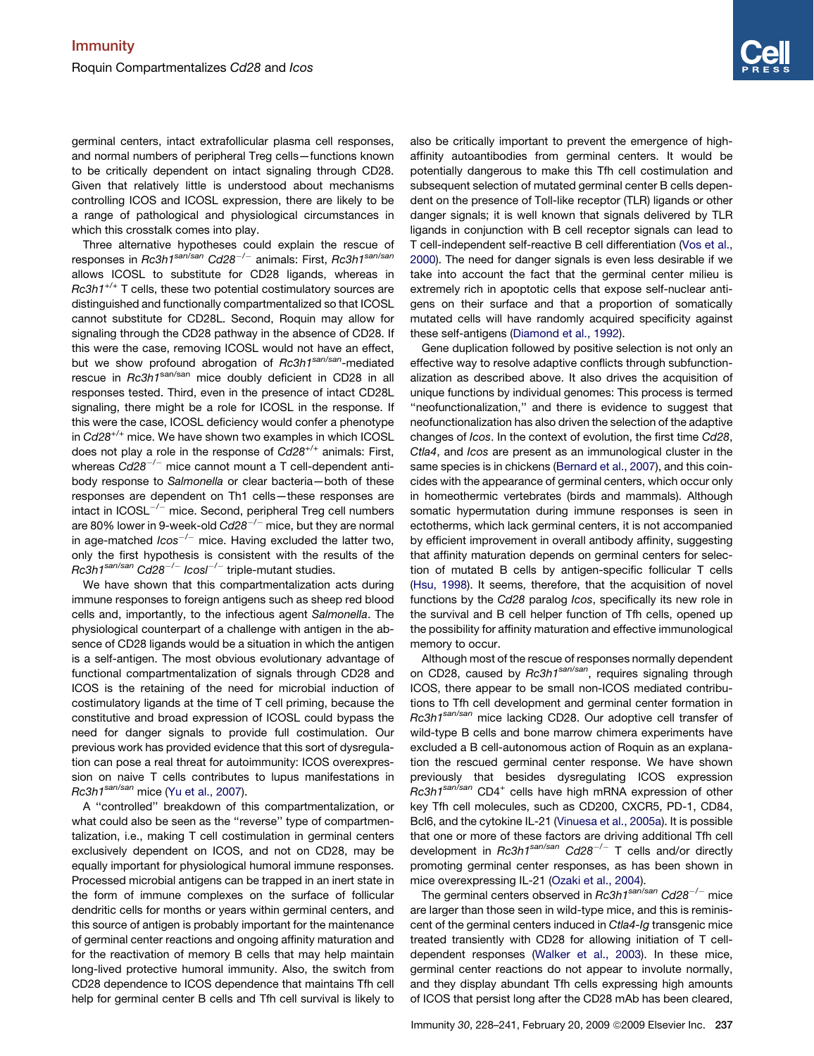germinal centers, intact extrafollicular plasma cell responses, and normal numbers of peripheral Treg cells—functions known to be critically dependent on intact signaling through CD28. Given that relatively little is understood about mechanisms controlling ICOS and ICOSL expression, there are likely to be a range of pathological and physiological circumstances in which this crosstalk comes into play.

Three alternative hypotheses could explain the rescue of responses in *Rc3h1*$^{san/san}$ *Cd28*$^{-/-}$ animals: First, *Rc3h1*$^{san/san}$ allows ICOSL to substitute for CD28 ligands, whereas in *Rc3h1*$^{+/+}$ T cells, these two potential costimulatory sources are distinguished and functionally compartmentalized so that ICOSL cannot substitute for CD28L. Second, Roquin may allow for signaling through the CD28 pathway in the absence of CD28. If this were the case, removing ICOSL would not have an effect, but we show profound abrogation of *Rc3h1*$^{san/san}$-mediated rescue in *Rc3h1*$^{san/san}$ mice doubly deficient in CD28 in all responses tested. Third, even in the presence of intact CD28L signaling, there might be a role for ICOSL in the response. If this were the case, ICOSL deficiency would confer a phenotype in *Cd28*$^{+/+}$ mice. We have shown two examples in which ICOSL does not play a role in the response of *Cd28*$^{+/+}$ animals: First, whereas *Cd28*$^{-/-}$ mice cannot mount a T cell-dependent antibody response to *Salmonella* or clear bacteria—both of these responses are dependent on Th1 cells—these responses are intact in ICOSL$^{-/-}$ mice. Second, peripheral Treg cell numbers are 80% lower in 9-week-old *Cd28*$^{-/-}$ mice, but they are normal in age-matched *Icos*$^{-/-}$ mice. Having excluded the latter two, only the first hypothesis is consistent with the results of the *Rc3h1*$^{san/san}$ *Cd28*$^{-/-}$ *Icosl*$^{-/-}$ triple-mutant studies.

We have shown that this compartmentalization acts during immune responses to foreign antigens such as sheep red blood cells and, importantly, to the infectious agent *Salmonella*. The physiological counterpart of a challenge with antigen in the absence of CD28 ligands would be a situation in which the antigen is a self-antigen. The most obvious evolutionary advantage of functional compartmentalization of signals through CD28 and ICOS is the retaining of the need for microbial induction of costimulatory ligands at the time of T cell priming, because the constitutive and broad expression of ICOSL could bypass the need for danger signals to provide full costimulation. Our previous work has provided evidence that this sort of dysregulation can pose a real threat for autoimmunity: ICOS overexpression on naive T cells contributes to lupus manifestations in *Rc3h1*$^{san/san}$ mice (Yu et al., 2007).

A "controlled" breakdown of this compartmentalization, or what could also be seen as the "reverse" type of compartmentalization, i.e., making T cell costimulation in germinal centers exclusively dependent on ICOS, and not on CD28, may be equally important for physiological humoral immune responses. Processed microbial antigens can be trapped in an inert state in the form of immune complexes on the surface of follicular dendritic cells for months or years within germinal centers, and this source of antigen is probably important for the maintenance of germinal center reactions and ongoing affinity maturation and for the reactivation of memory B cells that may help maintain long-lived protective humoral immunity. Also, the switch from CD28 dependence to ICOS dependence that maintains Tfh cell help for germinal center B cells and Tfh cell survival is likely to also be critically important to prevent the emergence of high-affinity autoantibodies from germinal centers. It would be potentially dangerous to make this Tfh cell costimulation and subsequent selection of mutated germinal center B cells dependent on the presence of Toll-like receptor (TLR) ligands or other danger signals; it is well known that signals delivered by TLR ligands in conjunction with B cell receptor signals can lead to T cell-independent self-reactive B cell differentiation (Vos et al., 2000). The need for danger signals is even less desirable if we take into account the fact that the germinal center milieu is extremely rich in apoptotic cells that expose self-nuclear antigens on their surface and that a proportion of somatically mutated cells will have randomly acquired specificity against these self-antigens (Diamond et al., 1992).

Gene duplication followed by positive selection is not only an effective way to resolve adaptive conflicts through subfunctionalization as described above. It also drives the acquisition of unique functions by individual genomes: This process is termed "neofunctionalization," and there is evidence to suggest that neofunctionalization has also driven the selection of the adaptive changes of *Icos*. In the context of evolution, the first time *Cd28*, *Ctla4*, and *Icos* are present as an immunological cluster in the same species is in chickens (Bernard et al., 2007), and this coincides with the appearance of germinal centers, which occur only in homeothermic vertebrates (birds and mammals). Although somatic hypermutation during immune responses is seen in ectotherms, which lack germinal centers, it is not accompanied by efficient improvement in overall antibody affinity, suggesting that affinity maturation depends on germinal centers for selection of mutated B cells by antigen-specific follicular T cells (Hsu, 1998). It seems, therefore, that the acquisition of novel functions by the *Cd28* paralog *Icos*, specifically its new role in the survival and B cell helper function of Tfh cells, opened up the possibility for affinity maturation and effective immunological memory to occur.

Although most of the rescue of responses normally dependent on CD28, caused by *Rc3h1*$^{san/san}$, requires signaling through ICOS, there appear to be small non-ICOS mediated contributions to Tfh cell development and germinal center formation in *Rc3h1*$^{san/san}$ mice lacking CD28. Our adoptive cell transfer of wild-type B cells and bone marrow chimera experiments have excluded a B cell-autonomous action of Roquin as an explanation the rescued germinal center response. We have shown previously that besides dysregulating ICOS expression *Rc3h1*$^{san/san}$ CD4$^{+}$ cells have high mRNA expression of other key Tfh cell molecules, such as CD200, CXCR5, PD-1, CD84, Bcl6, and the cytokine IL-21 (Vinuesa et al., 2005a). It is possible that one or more of these factors are driving additional Tfh cell development in *Rc3h1*$^{san/san}$ *Cd28*$^{-/-}$ T cells and/or directly promoting germinal center responses, as has been shown in mice overexpressing IL-21 (Ozaki et al., 2004).

The germinal centers observed in *Rc3h1*$^{san/san}$ *Cd28*$^{-/-}$ mice are larger than those seen in wild-type mice, and this is reminiscent of the germinal centers induced in *Ctla4-Ig* transgenic mice treated transiently with CD28 for allowing initiation of T cell-dependent responses (Walker et al., 2003). In these mice, germinal center reactions do not appear to involute normally, and they display abundant Tfh cells expressing high amounts of ICOS that persist long after the CD28 mAb has been cleared,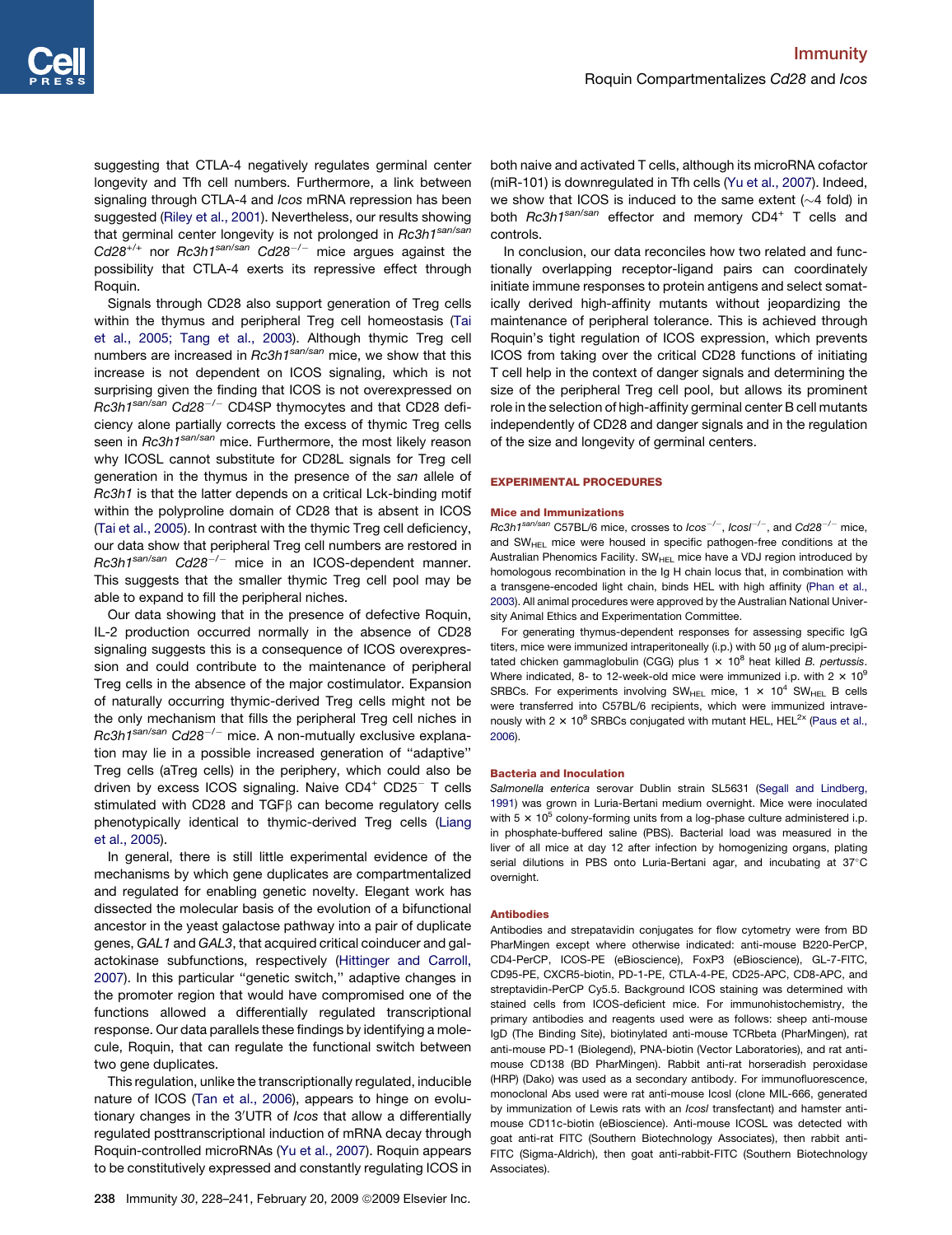suggesting that CTLA-4 negatively regulates germinal center longevity and Tfh cell numbers. Furthermore, a link between signaling through CTLA-4 and *Icos* mRNA repression has been suggested (Riley et al., 2001). Nevertheless, our results showing that germinal center longevity is not prolonged in $Rc3h1^{san/san}$ $Cd28^{+/+}$ nor $Rc3h1^{san/san}$ $Cd28^{-/-}$ mice argues against the possibility that CTLA-4 exerts its repressive effect through Roquin.

Signals through CD28 also support generation of Treg cells within the thymus and peripheral Treg cell homeostasis (Tai et al., 2005; Tang et al., 2003). Although thymic Treg cell numbers are increased in $Rc3h1^{san/san}$ mice, we show that this increase is not dependent on ICOS signaling, which is not surprising given the finding that ICOS is not overexpressed on $Rc3h1^{san/san}$ $Cd28^{-/-}$ CD4SP thymocytes and that CD28 deficiency alone partially corrects the excess of thymic Treg cells seen in $Rc3h1^{san/san}$ mice. Furthermore, the most likely reason why ICOSL cannot substitute for CD28L signals for Treg cell generation in the thymus in the presence of the *san* allele of *Rc3h1* is that the latter depends on a critical Lck-binding motif within the polyproline domain of CD28 that is absent in ICOS (Tai et al., 2005). In contrast with the thymic Treg cell deficiency, our data show that peripheral Treg cell numbers are restored in $Rc3h1^{san/san}$ $Cd28^{-/-}$ mice in an ICOS-dependent manner. This suggests that the smaller thymic Treg cell pool may be able to expand to fill the peripheral niches.

Our data showing that in the presence of defective Roquin, IL-2 production occurred normally in the absence of CD28 signaling suggests this is a consequence of ICOS overexpression and could contribute to the maintenance of peripheral Treg cells in the absence of the major costimulator. Expansion of naturally occurring thymic-derived Treg cells might not be the only mechanism that fills the peripheral Treg cell niches in $Rc3h1^{san/san}$ $Cd28^{-/-}$ mice. A non-mutually exclusive explanation may lie in a possible increased generation of "adaptive" Treg cells (aTreg cells) in the periphery, which could also be driven by excess ICOS signaling. Naive $CD4^{+}$ $CD25^{-}$ T cells stimulated with CD28 and TGFβ can become regulatory cells phenotypically identical to thymic-derived Treg cells (Liang et al., 2005).

In general, there is still little experimental evidence of the mechanisms by which gene duplicates are compartmentalized and regulated for enabling genetic novelty. Elegant work has dissected the molecular basis of the evolution of a bifunctional ancestor in the yeast galactose pathway into a pair of duplicate genes, *GAL1* and *GAL3*, that acquired critical coinducer and galactokinase subfunctions, respectively (Hittinger and Carroll, 2007). In this particular "genetic switch," adaptive changes in the promoter region that would have compromised one of the functions allowed a differentially regulated transcriptional response. Our data parallels these findings by identifying a molecule, Roquin, that can regulate the functional switch between two gene duplicates.

This regulation, unlike the transcriptionally regulated, inducible nature of ICOS (Tan et al., 2006), appears to hinge on evolutionary changes in the 3′UTR of *Icos* that allow a differentially regulated posttranscriptional induction of mRNA decay through Roquin-controlled microRNAs (Yu et al., 2007). Roquin appears to be constitutively expressed and constantly regulating ICOS in both naive and activated T cells, although its microRNA cofactor (miR-101) is downregulated in Tfh cells (Yu et al., 2007). Indeed, we show that ICOS is induced to the same extent (~4 fold) in both $Rc3h1^{san/san}$ effector and memory $CD4^{+}$ T cells and controls.

In conclusion, our data reconciles how two related and functionally overlapping receptor-ligand pairs can coordinately initiate immune responses to protein antigens and select somatically derived high-affinity mutants without jeopardizing the maintenance of peripheral tolerance. This is achieved through Roquin's tight regulation of ICOS expression, which prevents ICOS from taking over the critical CD28 functions of initiating T cell help in the context of danger signals and determining the size of the peripheral Treg cell pool, but allows its prominent role in the selection of high-affinity germinal center B cell mutants independently of CD28 and danger signals and in the regulation of the size and longevity of germinal centers.

## EXPERIMENTAL PROCEDURES

### Mice and Immunizations

$Rc3h1^{san/san}$ C57BL/6 mice, crosses to $Icos^{-/-}$, $Icosl^{-/-}$, and $Cd28^{-/-}$ mice, and $SW_{HEL}$ mice were housed in specific pathogen-free conditions at the Australian Phenomics Facility. $SW_{HEL}$ mice have a VDJ region introduced by homologous recombination in the Ig H chain locus that, in combination with a transgene-encoded light chain, binds HEL with high affinity (Phan et al., 2003). All animal procedures were approved by the Australian National University Animal Ethics and Experimentation Committee.

For generating thymus-dependent responses for assessing specific IgG titers, mice were immunized intraperitoneally (i.p.) with 50 μg of alum-precipitated chicken gammaglobulin (CGG) plus $1 \times 10^{8}$ heat killed *B. pertussis*. Where indicated, 8- to 12-week-old mice were immunized i.p. with $2 \times 10^{9}$ SRBCs. For experiments involving $SW_{HEL}$ mice, $1 \times 10^{4}$ $SW_{HEL}$ B cells were transferred into C57BL/6 recipients, which were immunized intravenously with $2 \times 10^{8}$ SRBCs conjugated with mutant HEL, $HEL^{2x}$ (Paus et al., 2006).

### Bacteria and Inoculation

*Salmonella enterica* serovar Dublin strain SL5631 (Segall and Lindberg, 1991) was grown in Luria-Bertani medium overnight. Mice were inoculated with $5 \times 10^{5}$ colony-forming units from a log-phase culture administered i.p. in phosphate-buffered saline (PBS). Bacterial load was measured in the liver of all mice at day 12 after infection by homogenizing organs, plating serial dilutions in PBS onto Luria-Bertani agar, and incubating at 37°C overnight.

### Antibodies

Antibodies and strepatavidin conjugates for flow cytometry were from BD PharMingen except where otherwise indicated: anti-mouse B220-PerCP, CD4-PerCP, ICOS-PE (eBioscience), FoxP3 (eBioscience), GL-7-FITC, CD95-PE, CXCR5-biotin, PD-1-PE, CTLA-4-PE, CD25-APC, CD8-APC, and streptavidin-PerCP Cy5.5. Background ICOS staining was determined with stained cells from ICOS-deficient mice. For immunohistochemistry, the primary antibodies and reagents used were as follows: sheep anti-mouse IgD (The Binding Site), biotinylated anti-mouse TCRbeta (PharMingen), rat anti-mouse PD-1 (Biolegend), PNA-biotin (Vector Laboratories), and rat anti-mouse CD138 (BD PharMingen). Rabbit anti-rat horseradish peroxidase (HRP) (Dako) was used as a secondary antibody. For immunofluorescence, monoclonal Abs used were rat anti-mouse Icosl (clone MIL-666, generated by immunization of Lewis rats with an *Icosl* transfectant) and hamster anti-mouse CD11c-biotin (eBioscience). Anti-mouse ICOSL was detected with goat anti-rat FITC (Southern Biotechnology Associates), then rabbit anti-FITC (Sigma-Aldrich), then goat anti-rabbit-FITC (Southern Biotechnology Associates).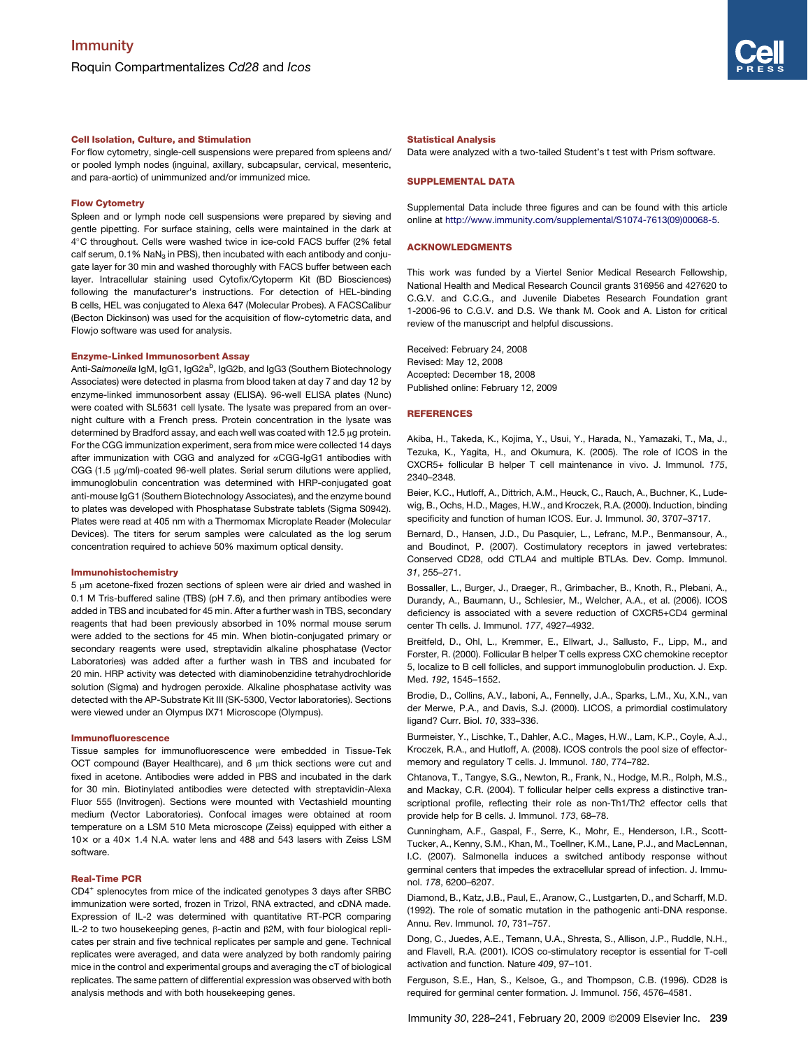### Cell Isolation, Culture, and Stimulation

For flow cytometry, single-cell suspensions were prepared from spleens and/or pooled lymph nodes (inguinal, axillary, subcapsular, cervical, mesenteric, and para-aortic) of unimmunized and/or immunized mice.

### Flow Cytometry

Spleen and or lymph node cell suspensions were prepared by sieving and gentle pipetting. For surface staining, cells were maintained in the dark at 4°C throughout. Cells were washed twice in ice-cold FACS buffer (2% fetal calf serum, 0.1% $NaN_3$ in PBS), then incubated with each antibody and conjugate layer for 30 min and washed thoroughly with FACS buffer between each layer. Intracellular staining used Cytofix/Cytoperm Kit (BD Biosciences) following the manufacturer's instructions. For detection of HEL-binding B cells, HEL was conjugated to Alexa 647 (Molecular Probes). A FACSCalibur (Becton Dickinson) was used for the acquisition of flow-cytometric data, and Flowjo software was used for analysis.

### Enzyme-Linked Immunosorbent Assay

Anti-*Salmonella* IgM, IgG1, IgG2a[b], IgG2b, and IgG3 (Southern Biotechnology Associates) were detected in plasma from blood taken at day 7 and day 12 by enzyme-linked immunosorbent assay (ELISA). 96-well ELISA plates (Nunc) were coated with SL5631 cell lysate. The lysate was prepared from an overnight culture with a French press. Protein concentration in the lysate was determined by Bradford assay, and each well was coated with 12.5 μg protein. For the CGG immunization experiment, sera from mice were collected 14 days after immunization with CGG and analyzed for αCGG-IgG1 antibodies with CGG (1.5 μg/ml)-coated 96-well plates. Serial serum dilutions were applied, immunoglobulin concentration was determined with HRP-conjugated goat anti-mouse IgG1 (Southern Biotechnology Associates), and the enzyme bound to plates was developed with Phosphatase Substrate tablets (Sigma S0942). Plates were read at 405 nm with a Thermomax Microplate Reader (Molecular Devices). The titers for serum samples were calculated as the log serum concentration required to achieve 50% maximum optical density.

### Immunohistochemistry

5 μm acetone-fixed frozen sections of spleen were air dried and washed in 0.1 M Tris-buffered saline (TBS) (pH 7.6), and then primary antibodies were added in TBS and incubated for 45 min. After a further wash in TBS, secondary reagents that had been previously absorbed in 10% normal mouse serum were added to the sections for 45 min. When biotin-conjugated primary or secondary reagents were used, streptavidin alkaline phosphatase (Vector Laboratories) was added after a further wash in TBS and incubated for 20 min. HRP activity was detected with diaminobenzidine tetrahydrochloride solution (Sigma) and hydrogen peroxide. Alkaline phosphatase activity was detected with the AP-Substrate Kit III (SK-5300, Vector laboratories). Sections were viewed under an Olympus IX71 Microscope (Olympus).

### Immunofluorescence

Tissue samples for immunofluorescence were embedded in Tissue-Tek OCT compound (Bayer Healthcare), and 6 μm thick sections were cut and fixed in acetone. Antibodies were added in PBS and incubated in the dark for 30 min. Biotinylated antibodies were detected with streptavidin-Alexa Fluor 555 (Invitrogen). Sections were mounted with Vectashield mounting medium (Vector Laboratories). Confocal images were obtained at room temperature on a LSM 510 Meta microscope (Zeiss) equipped with either a 10× or a 40× 1.4 N.A. water lens and 488 and 543 lasers with Zeiss LSM software.

### Real-Time PCR

CD4+ splenocytes from mice of the indicated genotypes 3 days after SRBC immunization were sorted, frozen in Trizol, RNA extracted, and cDNA made. Expression of IL-2 was determined with quantitative RT-PCR comparing IL-2 to two housekeeping genes, β-actin and β2M, with four biological replicates per strain and five technical replicates per sample and gene. Technical replicates were averaged, and data were analyzed by both randomly pairing mice in the control and experimental groups and averaging the cT of biological replicates. The same pattern of differential expression was observed with both analysis methods and with both housekeeping genes.

### Statistical Analysis

Data were analyzed with a two-tailed Student's t test with Prism software.

## SUPPLEMENTAL DATA

Supplemental Data include three figures and can be found with this article online at http://www.immunity.com/supplemental/S1074-7613(09)00068-5.

## ACKNOWLEDGMENTS

This work was funded by a Viertel Senior Medical Research Fellowship, National Health and Medical Research Council grants 316956 and 427620 to C.G.V. and C.C.G., and Juvenile Diabetes Research Foundation grant 1-2006-96 to C.G.V. and D.S. We thank M. Cook and A. Liston for critical review of the manuscript and helpful discussions.

Received: February 24, 2008
Revised: May 12, 2008
Accepted: December 18, 2008
Published online: February 12, 2009

## REFERENCES

Akiba, H., Takeda, K., Kojima, Y., Usui, Y., Harada, N., Yamazaki, T., Ma, J., Tezuka, K., Yagita, H., and Okumura, K. (2005). The role of ICOS in the CXCR5+ follicular B helper T cell maintenance in vivo. J. Immunol. *175*, 2340–2348.

Beier, K.C., Hutloff, A., Dittrich, A.M., Heuck, C., Rauch, A., Buchner, K., Ludewig, B., Ochs, H.D., Mages, H.W., and Kroczek, R.A. (2000). Induction, binding specificity and function of human ICOS. Eur. J. Immunol. *30*, 3707–3717.

Bernard, D., Hansen, J.D., Du Pasquier, L., Lefranc, M.P., Benmansour, A., and Boudinot, P. (2007). Costimulatory receptors in jawed vertebrates: Conserved CD28, odd CTLA4 and multiple BTLAs. Dev. Comp. Immunol. *31*, 255–271.

Bossaller, L., Burger, J., Draeger, R., Grimbacher, B., Knoth, R., Plebani, A., Durandy, A., Baumann, U., Schlesier, M., Welcher, A.A., et al. (2006). ICOS deficiency is associated with a severe reduction of CXCR5+CD4 germinal center Th cells. J. Immunol. *177*, 4927–4932.

Breitfeld, D., Ohl, L., Kremmer, E., Ellwart, J., Sallusto, F., Lipp, M., and Forster, R. (2000). Follicular B helper T cells express CXC chemokine receptor 5, localize to B cell follicles, and support immunoglobulin production. J. Exp. Med. *192*, 1545–1552.

Brodie, D., Collins, A.V., Iaboni, A., Fennelly, J.A., Sparks, L.M., Xu, X.N., van der Merwe, P.A., and Davis, S.J. (2000). LICOS, a primordial costimulatory ligand? Curr. Biol. *10*, 333–336.

Burmeister, Y., Lischke, T., Dahler, A.C., Mages, H.W., Lam, K.P., Coyle, A.J., Kroczek, R.A., and Hutloff, A. (2008). ICOS controls the pool size of effector-memory and regulatory T cells. J. Immunol. *180*, 774–782.

Chtanova, T., Tangye, S.G., Newton, R., Frank, N., Hodge, M.R., Rolph, M.S., and Mackay, C.R. (2004). T follicular helper cells express a distinctive transcriptional profile, reflecting their role as non-Th1/Th2 effector cells that provide help for B cells. J. Immunol. *173*, 68–78.

Cunningham, A.F., Gaspal, F., Serre, K., Mohr, E., Henderson, I.R., Scott-Tucker, A., Kenny, S.M., Khan, M., Toellner, K.M., Lane, P.J., and MacLennan, I.C. (2007). Salmonella induces a switched antibody response without germinal centers that impedes the extracellular spread of infection. J. Immunol. *178*, 6200–6207.

Diamond, B., Katz, J.B., Paul, E., Aranow, C., Lustgarten, D., and Scharff, M.D. (1992). The role of somatic mutation in the pathogenic anti-DNA response. Annu. Rev. Immunol. *10*, 731–757.

Dong, C., Juedes, A.E., Temann, U.A., Shresta, S., Allison, J.P., Ruddle, N.H., and Flavell, R.A. (2001). ICOS co-stimulatory receptor is essential for T-cell activation and function. Nature *409*, 97–101.

Ferguson, S.E., Han, S., Kelsoe, G., and Thompson, C.B. (1996). CD28 is required for germinal center formation. J. Immunol. *156*, 4576–4581.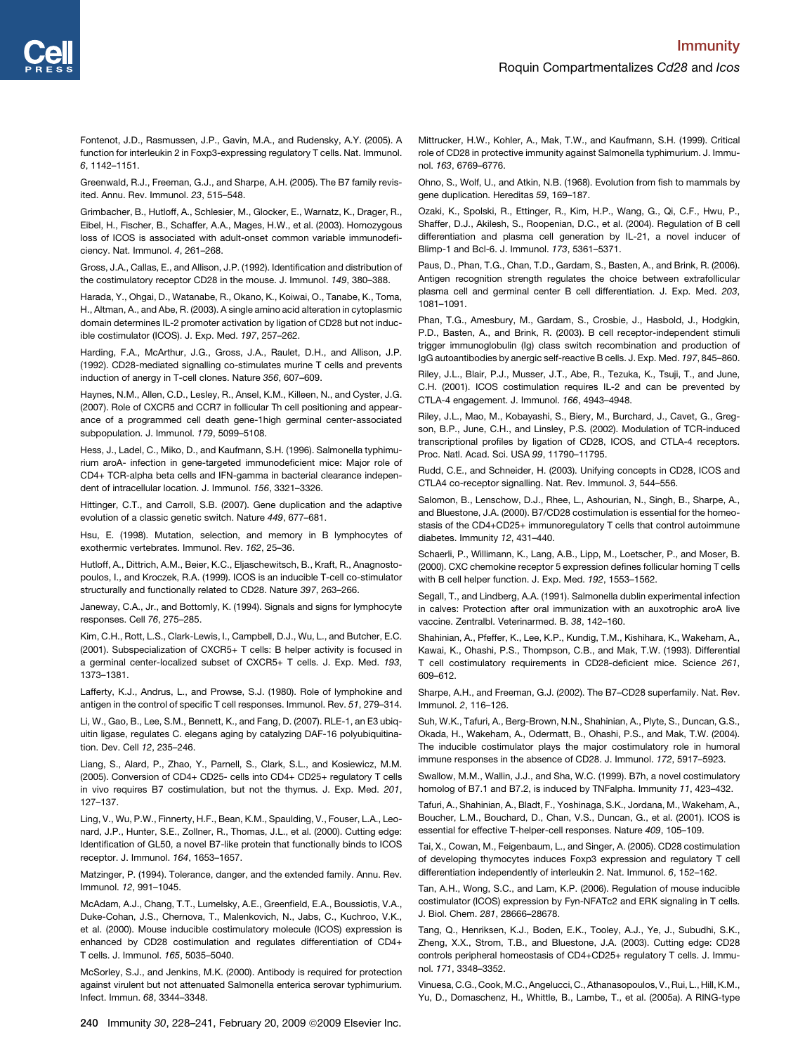Fontenot, J.D., Rasmussen, J.P., Gavin, M.A., and Rudensky, A.Y. (2005). A function for interleukin 2 in Foxp3-expressing regulatory T cells. Nat. Immunol. *6*, 1142–1151.

Greenwald, R.J., Freeman, G.J., and Sharpe, A.H. (2005). The B7 family revisited. Annu. Rev. Immunol. *23*, 515–548.

Grimbacher, B., Hutloff, A., Schlesier, M., Glocker, E., Warnatz, K., Drager, R., Eibel, H., Fischer, B., Schaffer, A.A., Mages, H.W., et al. (2003). Homozygous loss of ICOS is associated with adult-onset common variable immunodeficiency. Nat. Immunol. *4*, 261–268.

Gross, J.A., Callas, E., and Allison, J.P. (1992). Identification and distribution of the costimulatory receptor CD28 in the mouse. J. Immunol. *149*, 380–388.

Harada, Y., Ohgai, D., Watanabe, R., Okano, K., Koiwai, O., Tanabe, K., Toma, H., Altman, A., and Abe, R. (2003). A single amino acid alteration in cytoplasmic domain determines IL-2 promoter activation by ligation of CD28 but not inducible costimulator (ICOS). J. Exp. Med. *197*, 257–262.

Harding, F.A., McArthur, J.G., Gross, J.A., Raulet, D.H., and Allison, J.P. (1992). CD28-mediated signalling co-stimulates murine T cells and prevents induction of anergy in T-cell clones. Nature *356*, 607–609.

Haynes, N.M., Allen, C.D., Lesley, R., Ansel, K.M., Killeen, N., and Cyster, J.G. (2007). Role of CXCR5 and CCR7 in follicular Th cell positioning and appearance of a programmed cell death gene-1high germinal center-associated subpopulation. J. Immunol. *179*, 5099–5108.

Hess, J., Ladel, C., Miko, D., and Kaufmann, S.H. (1996). Salmonella typhimurium aroA- infection in gene-targeted immunodeficient mice: Major role of CD4+ TCR-alpha beta cells and IFN-gamma in bacterial clearance independent of intracellular location. J. Immunol. *156*, 3321–3326.

Hittinger, C.T., and Carroll, S.B. (2007). Gene duplication and the adaptive evolution of a classic genetic switch. Nature *449*, 677–681.

Hsu, E. (1998). Mutation, selection, and memory in B lymphocytes of exothermic vertebrates. Immunol. Rev. *162*, 25–36.

Hutloff, A., Dittrich, A.M., Beier, K.C., Eljaschewitsch, B., Kraft, R., Anagnostopoulos, I., and Kroczek, R.A. (1999). ICOS is an inducible T-cell co-stimulator structurally and functionally related to CD28. Nature *397*, 263–266.

Janeway, C.A., Jr., and Bottomly, K. (1994). Signals and signs for lymphocyte responses. Cell *76*, 275–285.

Kim, C.H., Rott, L.S., Clark-Lewis, I., Campbell, D.J., Wu, L., and Butcher, E.C. (2001). Subspecialization of CXCR5+ T cells: B helper activity is focused in a germinal center-localized subset of CXCR5+ T cells. J. Exp. Med. *193*, 1373–1381.

Lafferty, K.J., Andrus, L., and Prowse, S.J. (1980). Role of lymphokine and antigen in the control of specific T cell responses. Immunol. Rev. *51*, 279–314.

Li, W., Gao, B., Lee, S.M., Bennett, K., and Fang, D. (2007). RLE-1, an E3 ubiquitin ligase, regulates C. elegans aging by catalyzing DAF-16 polyubiquitination. Dev. Cell *12*, 235–246.

Liang, S., Alard, P., Zhao, Y., Parnell, S., Clark, S.L., and Kosiewicz, M.M. (2005). Conversion of CD4+ CD25- cells into CD4+ CD25+ regulatory T cells in vivo requires B7 costimulation, but not the thymus. J. Exp. Med. *201*, 127–137.

Ling, V., Wu, P.W., Finnerty, H.F., Bean, K.M., Spaulding, V., Fouser, L.A., Leonard, J.P., Hunter, S.E., Zollner, R., Thomas, J.L., et al. (2000). Cutting edge: Identification of GL50, a novel B7-like protein that functionally binds to ICOS receptor. J. Immunol. *164*, 1653–1657.

Matzinger, P. (1994). Tolerance, danger, and the extended family. Annu. Rev. Immunol. *12*, 991–1045.

McAdam, A.J., Chang, T.T., Lumelsky, A.E., Greenfield, E.A., Boussiotis, V.A., Duke-Cohan, J.S., Chernova, T., Malenkovich, N., Jabs, C., Kuchroo, V.K., et al. (2000). Mouse inducible costimulatory molecule (ICOS) expression is enhanced by CD28 costimulation and regulates differentiation of CD4+ T cells. J. Immunol. *165*, 5035–5040.

McSorley, S.J., and Jenkins, M.K. (2000). Antibody is required for protection against virulent but not attenuated Salmonella enterica serovar typhimurium. Infect. Immun. *68*, 3344–3348.

Mittrucker, H.W., Kohler, A., Mak, T.W., and Kaufmann, S.H. (1999). Critical role of CD28 in protective immunity against Salmonella typhimurium. J. Immunol. *163*, 6769–6776.

Ohno, S., Wolf, U., and Atkin, N.B. (1968). Evolution from fish to mammals by gene duplication. Hereditas *59*, 169–187.

Ozaki, K., Spolski, R., Ettinger, R., Kim, H.P., Wang, G., Qi, C.F., Hwu, P., Shaffer, D.J., Akilesh, S., Roopenian, D.C., et al. (2004). Regulation of B cell differentiation and plasma cell generation by IL-21, a novel inducer of Blimp-1 and Bcl-6. J. Immunol. *173*, 5361–5371.

Paus, D., Phan, T.G., Chan, T.D., Gardam, S., Basten, A., and Brink, R. (2006). Antigen recognition strength regulates the choice between extrafollicular plasma cell and germinal center B cell differentiation. J. Exp. Med. *203*, 1081–1091.

Phan, T.G., Amesbury, M., Gardam, S., Crosbie, J., Hasbold, J., Hodgkin, P.D., Basten, A., and Brink, R. (2003). B cell receptor-independent stimuli trigger immunoglobulin (Ig) class switch recombination and production of IgG autoantibodies by anergic self-reactive B cells. J. Exp. Med. *197*, 845–860.

Riley, J.L., Blair, P.J., Musser, J.T., Abe, R., Tezuka, K., Tsuji, T., and June, C.H. (2001). ICOS costimulation requires IL-2 and can be prevented by CTLA-4 engagement. J. Immunol. *166*, 4943–4948.

Riley, J.L., Mao, M., Kobayashi, S., Biery, M., Burchard, J., Cavet, G., Gregson, B.P., June, C.H., and Linsley, P.S. (2002). Modulation of TCR-induced transcriptional profiles by ligation of CD28, ICOS, and CTLA-4 receptors. Proc. Natl. Acad. Sci. USA *99*, 11790–11795.

Rudd, C.E., and Schneider, H. (2003). Unifying concepts in CD28, ICOS and CTLA4 co-receptor signalling. Nat. Rev. Immunol. *3*, 544–556.

Salomon, B., Lenschow, D.J., Rhee, L., Ashourian, N., Singh, B., Sharpe, A., and Bluestone, J.A. (2000). B7/CD28 costimulation is essential for the homeostasis of the CD4+CD25+ immunoregulatory T cells that control autoimmune diabetes. Immunity *12*, 431–440.

Schaerli, P., Willimann, K., Lang, A.B., Lipp, M., Loetscher, P., and Moser, B. (2000). CXC chemokine receptor 5 expression defines follicular homing T cells with B cell helper function. J. Exp. Med. *192*, 1553–1562.

Segall, T., and Lindberg, A.A. (1991). Salmonella dublin experimental infection in calves: Protection after oral immunization with an auxotrophic aroA live vaccine. Zentralbl. Veterinarmed. B. *38*, 142–160.

Shahinian, A., Pfeffer, K., Lee, K.P., Kundig, T.M., Kishihara, K., Wakeham, A., Kawai, K., Ohashi, P.S., Thompson, C.B., and Mak, T.W. (1993). Differential T cell costimulatory requirements in CD28-deficient mice. Science *261*, 609–612.

Sharpe, A.H., and Freeman, G.J. (2002). The B7–CD28 superfamily. Nat. Rev. Immunol. *2*, 116–126.

Suh, W.K., Tafuri, A., Berg-Brown, N.N., Shahinian, A., Plyte, S., Duncan, G.S., Okada, H., Wakeham, A., Odermatt, B., Ohashi, P.S., and Mak, T.W. (2004). The inducible costimulator plays the major costimulatory role in humoral immune responses in the absence of CD28. J. Immunol. *172*, 5917–5923.

Swallow, M.M., Wallin, J.J., and Sha, W.C. (1999). B7h, a novel costimulatory homolog of B7.1 and B7.2, is induced by TNFalpha. Immunity *11*, 423–432.

Tafuri, A., Shahinian, A., Bladt, F., Yoshinaga, S.K., Jordana, M., Wakeham, A., Boucher, L.M., Bouchard, D., Chan, V.S., Duncan, G., et al. (2001). ICOS is essential for effective T-helper-cell responses. Nature *409*, 105–109.

Tai, X., Cowan, M., Feigenbaum, L., and Singer, A. (2005). CD28 costimulation of developing thymocytes induces Foxp3 expression and regulatory T cell differentiation independently of interleukin 2. Nat. Immunol. *6*, 152–162.

Tan, A.H., Wong, S.C., and Lam, K.P. (2006). Regulation of mouse inducible costimulator (ICOS) expression by Fyn-NFATc2 and ERK signaling in T cells. J. Biol. Chem. *281*, 28666–28678.

Tang, Q., Henriksen, K.J., Boden, E.K., Tooley, A.J., Ye, J., Subudhi, S.K., Zheng, X.X., Strom, T.B., and Bluestone, J.A. (2003). Cutting edge: CD28 controls peripheral homeostasis of CD4+CD25+ regulatory T cells. J. Immunol. *171*, 3348–3352.

Vinuesa, C.G., Cook, M.C., Angelucci, C., Athanasopoulos, V., Rui, L., Hill, K.M., Yu, D., Domaschenz, H., Whittle, B., Lambe, T., et al. (2005a). A RING-type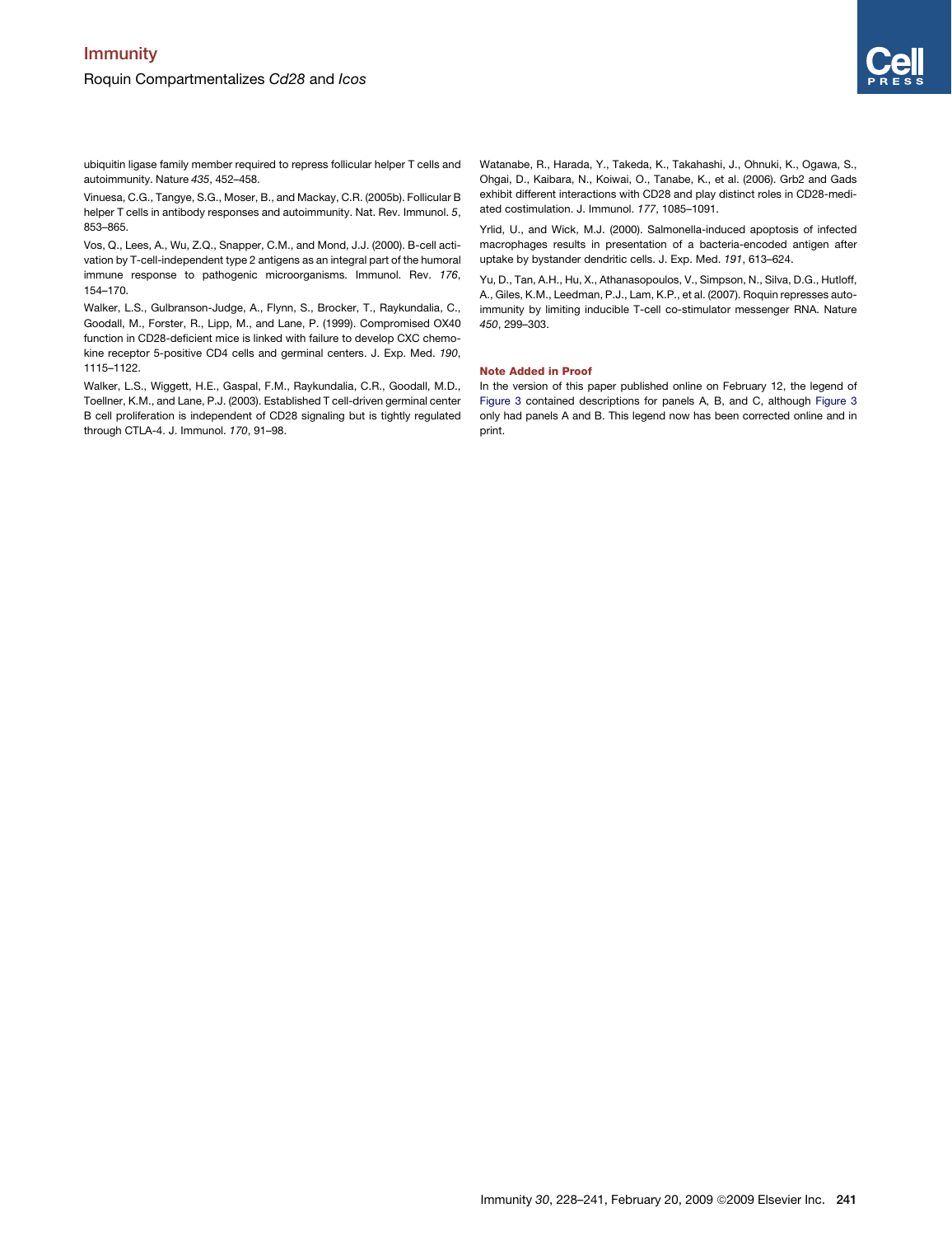ubiquitin ligase family member required to repress follicular helper T cells and autoimmunity. Nature *435*, 452–458.

Vinuesa, C.G., Tangye, S.G., Moser, B., and Mackay, C.R. (2005b). Follicular B helper T cells in antibody responses and autoimmunity. Nat. Rev. Immunol. *5*, 853–865.

Vos, Q., Lees, A., Wu, Z.Q., Snapper, C.M., and Mond, J.J. (2000). B-cell activation by T-cell-independent type 2 antigens as an integral part of the humoral immune response to pathogenic microorganisms. Immunol. Rev. *176*, 154–170.

Walker, L.S., Gulbranson-Judge, A., Flynn, S., Brocker, T., Raykundalia, C., Goodall, M., Forster, R., Lipp, M., and Lane, P. (1999). Compromised OX40 function in CD28-deficient mice is linked with failure to develop CXC chemokine receptor 5-positive CD4 cells and germinal centers. J. Exp. Med. *190*, 1115–1122.

Walker, L.S., Wiggett, H.E., Gaspal, F.M., Raykundalia, C.R., Goodall, M.D., Toellner, K.M., and Lane, P.J. (2003). Established T cell-driven germinal center B cell proliferation is independent of CD28 signaling but is tightly regulated through CTLA-4. J. Immunol. *170*, 91–98.

Watanabe, R., Harada, Y., Takeda, K., Takahashi, J., Ohnuki, K., Ogawa, S., Ohgai, D., Kaibara, N., Koiwai, O., Tanabe, K., et al. (2006). Grb2 and Gads exhibit different interactions with CD28 and play distinct roles in CD28-mediated costimulation. J. Immunol. *177*, 1085–1091.

Yrlid, U., and Wick, M.J. (2000). Salmonella-induced apoptosis of infected macrophages results in presentation of a bacteria-encoded antigen after uptake by bystander dendritic cells. J. Exp. Med. *191*, 613–624.

Yu, D., Tan, A.H., Hu, X., Athanasopoulos, V., Simpson, N., Silva, D.G., Hutloff, A., Giles, K.M., Leedman, P.J., Lam, K.P., et al. (2007). Roquin represses autoimmunity by limiting inducible T-cell co-stimulator messenger RNA. Nature *450*, 299–303.

## Note Added in Proof

In the version of this paper published online on February 12, the legend of Figure 3 contained descriptions for panels A, B, and C, although Figure 3 only had panels A and B. This legend now has been corrected online and in print.